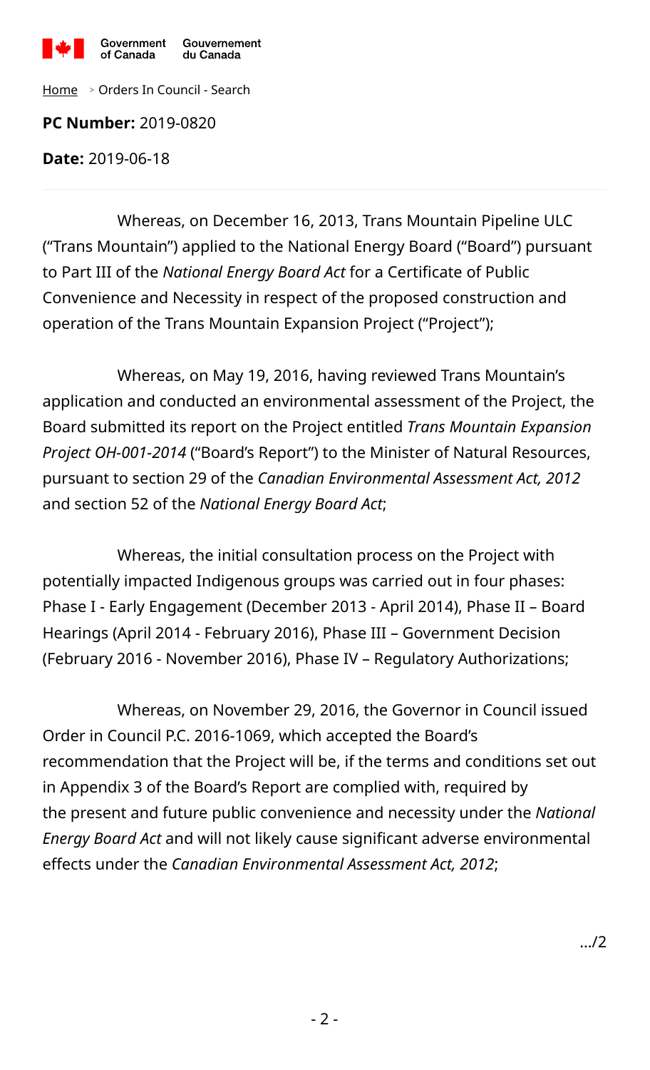Government of Canada Gouvernement du Canada

Home > Orders In Council - Search

**PC Number:** 2019-0820

**Date:** 2019-06-18

Whereas, on December 16, 2013, Trans Mountain Pipeline ULC ("Trans Mountain") applied to the National Energy Board ("Board") pursuant to Part III of the *National Energy Board Act* for a Certificate of Public Convenience and Necessity in respect of the proposed construction and operation of the Trans Mountain Expansion Project ("Project");

Whereas, on May 19, 2016, having reviewed Trans Mountain's application and conducted an environmental assessment of the Project, the Board submitted its report on the Project entitled *Trans Mountain Expansion Project OH-001-2014* ("Board's Report") to the Minister of Natural Resources, pursuant to section 29 of the *Canadian Environmental Assessment Act, 2012* and section 52 of the *National Energy Board Act*;

Whereas, the initial consultation process on the Project with potentially impacted Indigenous groups was carried out in four phases: Phase I - Early Engagement (December 2013 - April 2014), Phase II – Board Hearings (April 2014 - February 2016), Phase III – Government Decision (February 2016 - November 2016), Phase IV – Regulatory Authorizations;

Whereas, on November 29, 2016, the Governor in Council issued Order in Council P.C. 2016-1069, which accepted the Board's recommendation that the Project will be, if the terms and conditions set out in Appendix 3 of the Board's Report are complied with, required by the present and future public convenience and necessity under the *National Energy Board Act* and will not likely cause significant adverse environmental effects under the *Canadian Environmental Assessment Act, 2012*;

.../2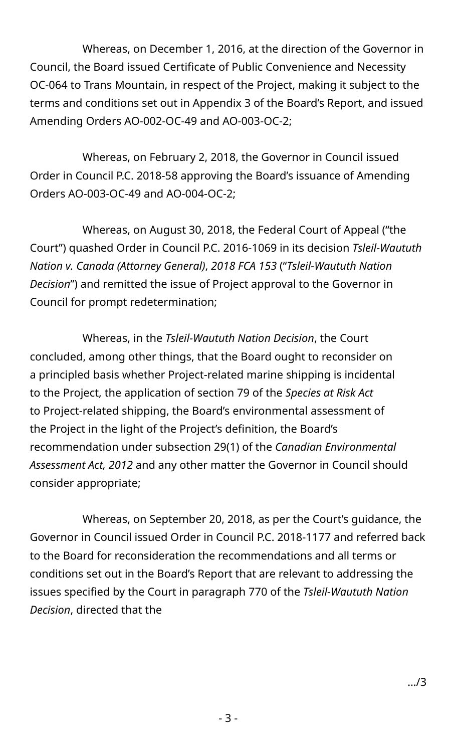Whereas, on December 1, 2016, at the direction of the Governor in Council, the Board issued Certificate of Public Convenience and Necessity OC-064 to Trans Mountain, in respect of the Project, making it subject to the terms and conditions set out in Appendix 3 of the Board's Report, and issued Amending Orders AO-002-OC-49 and AO-003-OC-2;

Whereas, on February 2, 2018, the Governor in Council issued Order in Council P.C. 2018-58 approving the Board's issuance of Amending Orders AO-003-OC-49 and AO-004-OC-2;

Whereas, on August 30, 2018, the Federal Court of Appeal ("the Court") quashed Order in Council P.C. 2016-1069 in its decision *Tsleil-Waututh Nation v. Canada (Attorney General)*, *2018 FCA 153* ("*Tsleil-Waututh Nation Decision*") and remitted the issue of Project approval to the Governor in Council for prompt redetermination;

Whereas, in the *Tsleil-Waututh Nation Decision*, the Court concluded, among other things, that the Board ought to reconsider on a principled basis whether Project-related marine shipping is incidental to the Project, the application of section 79 of the *Species at Risk Act* to Project-related shipping, the Board's environmental assessment of the Project in the light of the Project's definition, the Board's recommendation under subsection 29(1) of the *Canadian Environmental Assessment Act, 2012* and any other matter the Governor in Council should consider appropriate;

Whereas, on September 20, 2018, as per the Court's guidance, the Governor in Council issued Order in Council P.C. 2018-1177 and referred back to the Board for reconsideration the recommendations and all terms or conditions set out in the Board's Report that are relevant to addressing the issues specified by the Court in paragraph 770 of the *Tsleil-Waututh Nation Decision*, directed that the

.../3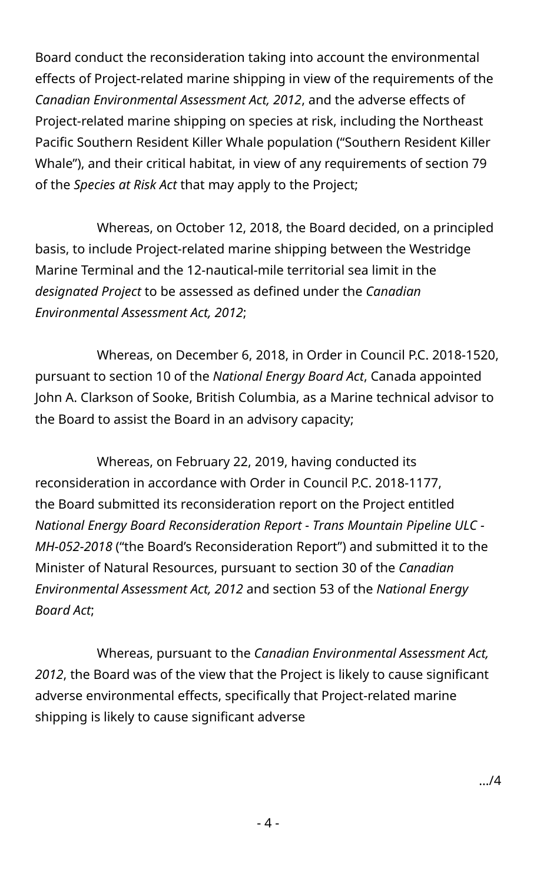Board conduct the reconsideration taking into account the environmental effects of Project-related marine shipping in view of the requirements of the *Canadian Environmental Assessment Act, 2012*, and the adverse effects of Project-related marine shipping on species at risk, including the Northeast Pacific Southern Resident Killer Whale population ("Southern Resident Killer Whale"), and their critical habitat, in view of any requirements of section 79 of the *Species at Risk Act* that may apply to the Project;

Whereas, on October 12, 2018, the Board decided, on a principled basis, to include Project-related marine shipping between the Westridge Marine Terminal and the 12-nautical-mile territorial sea limit in the *designated Project* to be assessed as defined under the *Canadian Environmental Assessment Act, 2012*;

Whereas, on December 6, 2018, in Order in Council P.C. 2018-1520, pursuant to section 10 of the *National Energy Board Act*, Canada appointed John A. Clarkson of Sooke, British Columbia, as a Marine technical advisor to the Board to assist the Board in an advisory capacity;

Whereas, on February 22, 2019, having conducted its reconsideration in accordance with Order in Council P.C. 2018-1177, the Board submitted its reconsideration report on the Project entitled *National Energy Board Reconsideration Report - Trans Mountain Pipeline ULC - MH-052-2018* ("the Board's Reconsideration Report") and submitted it to the Minister of Natural Resources, pursuant to section 30 of the *Canadian Environmental Assessment Act, 2012* and section 53 of the *National Energy Board Act*;

Whereas, pursuant to the *Canadian Environmental Assessment Act, 2012*, the Board was of the view that the Project is likely to cause significant adverse environmental effects, specifically that Project-related marine shipping is likely to cause significant adverse

.../4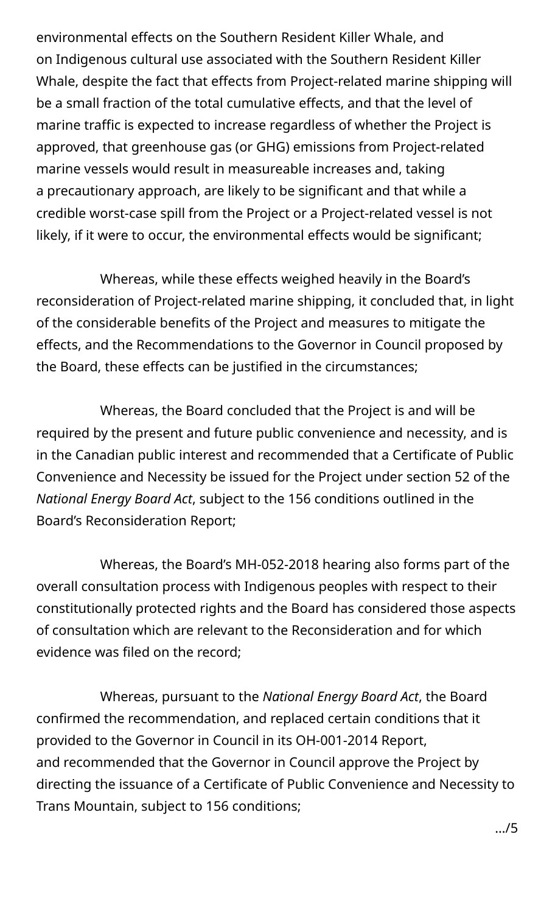environmental effects on the Southern Resident Killer Whale, and on Indigenous cultural use associated with the Southern Resident Killer Whale, despite the fact that effects from Project-related marine shipping will be a small fraction of the total cumulative effects, and that the level of marine traffic is expected to increase regardless of whether the Project is approved, that greenhouse gas (or GHG) emissions from Project-related marine vessels would result in measureable increases and, taking a precautionary approach, are likely to be significant and that while a credible worst-case spill from the Project or a Project-related vessel is not likely, if it were to occur, the environmental effects would be significant;

Whereas, while these effects weighed heavily in the Board's reconsideration of Project-related marine shipping, it concluded that, in light of the considerable benefits of the Project and measures to mitigate the effects, and the Recommendations to the Governor in Council proposed by the Board, these effects can be justified in the circumstances;

Whereas, the Board concluded that the Project is and will be required by the present and future public convenience and necessity, and is in the Canadian public interest and recommended that a Certificate of Public Convenience and Necessity be issued for the Project under section 52 of the *National Energy Board Act*, subject to the 156 conditions outlined in the Board's Reconsideration Report;

Whereas, the Board's MH-052-2018 hearing also forms part of the overall consultation process with Indigenous peoples with respect to their constitutionally protected rights and the Board has considered those aspects of consultation which are relevant to the Reconsideration and for which evidence was filed on the record;

Whereas, pursuant to the *National Energy Board Act*, the Board confirmed the recommendation, and replaced certain conditions that it provided to the Governor in Council in its OH-001-2014 Report, and recommended that the Governor in Council approve the Project by directing the issuance of a Certificate of Public Convenience and Necessity to Trans Mountain, subject to 156 conditions;

.../5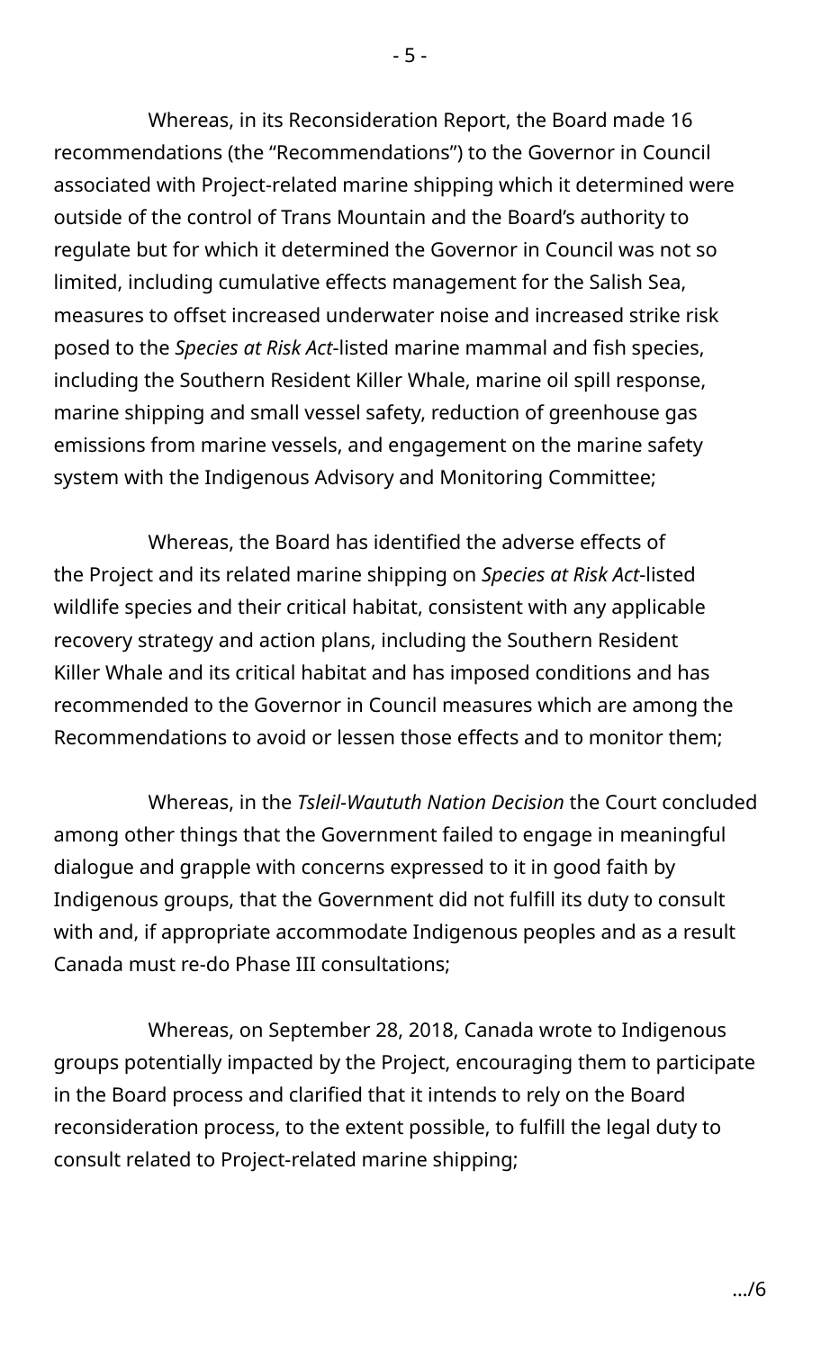Whereas, in its Reconsideration Report, the Board made 16 recommendations (the “Recommendations”) to the Governor in Council associated with Project-related marine shipping which it determined were outside of the control of Trans Mountain and the Board’s authority to regulate but for which it determined the Governor in Council was not so limited, including cumulative effects management for the Salish Sea, measures to offset increased underwater noise and increased strike risk posed to the *Species at Risk Act*-listed marine mammal and fish species, including the Southern Resident Killer Whale, marine oil spill response, marine shipping and small vessel safety, reduction of greenhouse gas emissions from marine vessels, and engagement on the marine safety system with the Indigenous Advisory and Monitoring Committee;

Whereas, the Board has identified the adverse effects of the Project and its related marine shipping on *Species at Risk Act*-listed wildlife species and their critical habitat, consistent with any applicable recovery strategy and action plans, including the Southern Resident Killer Whale and its critical habitat and has imposed conditions and has recommended to the Governor in Council measures which are among the Recommendations to avoid or lessen those effects and to monitor them;

Whereas, in the *Tsleil-Waututh Nation Decision* the Court concluded among other things that the Government failed to engage in meaningful dialogue and grapple with concerns expressed to it in good faith by Indigenous groups, that the Government did not fulfill its duty to consult with and, if appropriate accommodate Indigenous peoples and as a result Canada must re-do Phase III consultations;

Whereas, on September 28, 2018, Canada wrote to Indigenous groups potentially impacted by the Project, encouraging them to participate in the Board process and clarified that it intends to rely on the Board reconsideration process, to the extent possible, to fulfill the legal duty to consult related to Project-related marine shipping;

…/6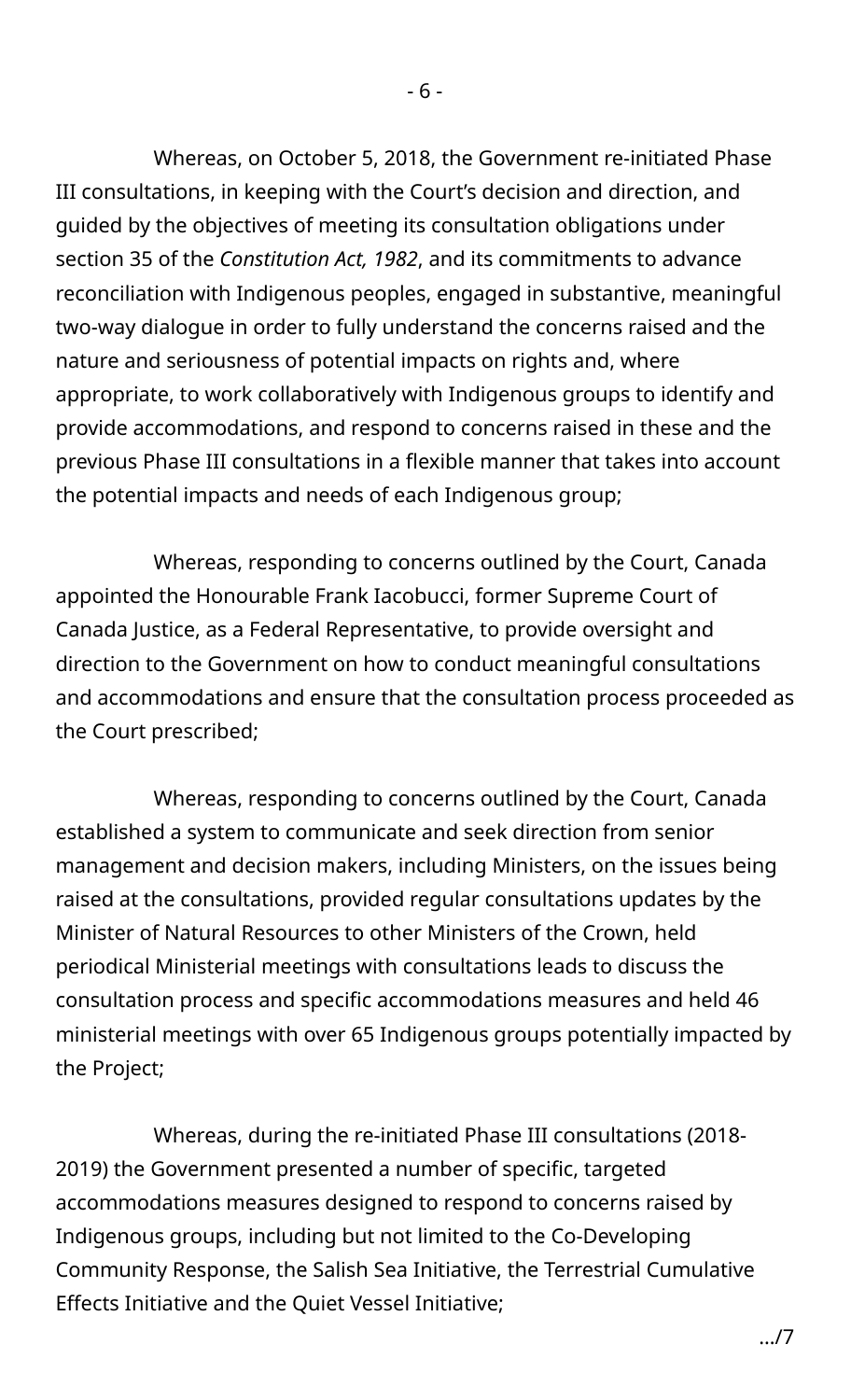Whereas, on October 5, 2018, the Government re-initiated Phase III consultations, in keeping with the Court's decision and direction, and guided by the objectives of meeting its consultation obligations under section 35 of the *Constitution Act, 1982*, and its commitments to advance reconciliation with Indigenous peoples, engaged in substantive, meaningful two-way dialogue in order to fully understand the concerns raised and the nature and seriousness of potential impacts on rights and, where appropriate, to work collaboratively with Indigenous groups to identify and provide accommodations, and respond to concerns raised in these and the previous Phase III consultations in a flexible manner that takes into account the potential impacts and needs of each Indigenous group;

Whereas, responding to concerns outlined by the Court, Canada appointed the Honourable Frank Iacobucci, former Supreme Court of Canada Justice, as a Federal Representative, to provide oversight and direction to the Government on how to conduct meaningful consultations and accommodations and ensure that the consultation process proceeded as the Court prescribed;

Whereas, responding to concerns outlined by the Court, Canada established a system to communicate and seek direction from senior management and decision makers, including Ministers, on the issues being raised at the consultations, provided regular consultations updates by the Minister of Natural Resources to other Ministers of the Crown, held periodical Ministerial meetings with consultations leads to discuss the consultation process and specific accommodations measures and held 46 ministerial meetings with over 65 Indigenous groups potentially impacted by the Project;

Whereas, during the re-initiated Phase III consultations (2018-2019) the Government presented a number of specific, targeted accommodations measures designed to respond to concerns raised by Indigenous groups, including but not limited to the Co-Developing Community Response, the Salish Sea Initiative, the Terrestrial Cumulative Effects Initiative and the Quiet Vessel Initiative;

.../7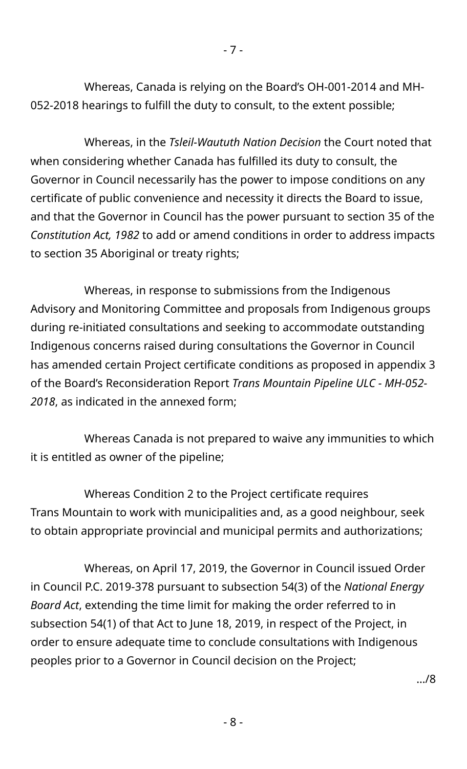Whereas, Canada is relying on the Board's OH-001-2014 and MH-052-2018 hearings to fulfill the duty to consult, to the extent possible;

Whereas, in the *Tsleil-Waututh Nation Decision* the Court noted that when considering whether Canada has fulfilled its duty to consult, the Governor in Council necessarily has the power to impose conditions on any certificate of public convenience and necessity it directs the Board to issue, and that the Governor in Council has the power pursuant to section 35 of the *Constitution Act, 1982* to add or amend conditions in order to address impacts to section 35 Aboriginal or treaty rights;

Whereas, in response to submissions from the Indigenous Advisory and Monitoring Committee and proposals from Indigenous groups during re-initiated consultations and seeking to accommodate outstanding Indigenous concerns raised during consultations the Governor in Council has amended certain Project certificate conditions as proposed in appendix 3 of the Board's Reconsideration Report *Trans Mountain Pipeline ULC - MH-052-2018*, as indicated in the annexed form;

Whereas Canada is not prepared to waive any immunities to which it is entitled as owner of the pipeline;

Whereas Condition 2 to the Project certificate requires Trans Mountain to work with municipalities and, as a good neighbour, seek to obtain appropriate provincial and municipal permits and authorizations;

Whereas, on April 17, 2019, the Governor in Council issued Order in Council P.C. 2019-378 pursuant to subsection 54(3) of the *National Energy Board Act*, extending the time limit for making the order referred to in subsection 54(1) of that Act to June 18, 2019, in respect of the Project, in order to ensure adequate time to conclude consultations with Indigenous peoples prior to a Governor in Council decision on the Project;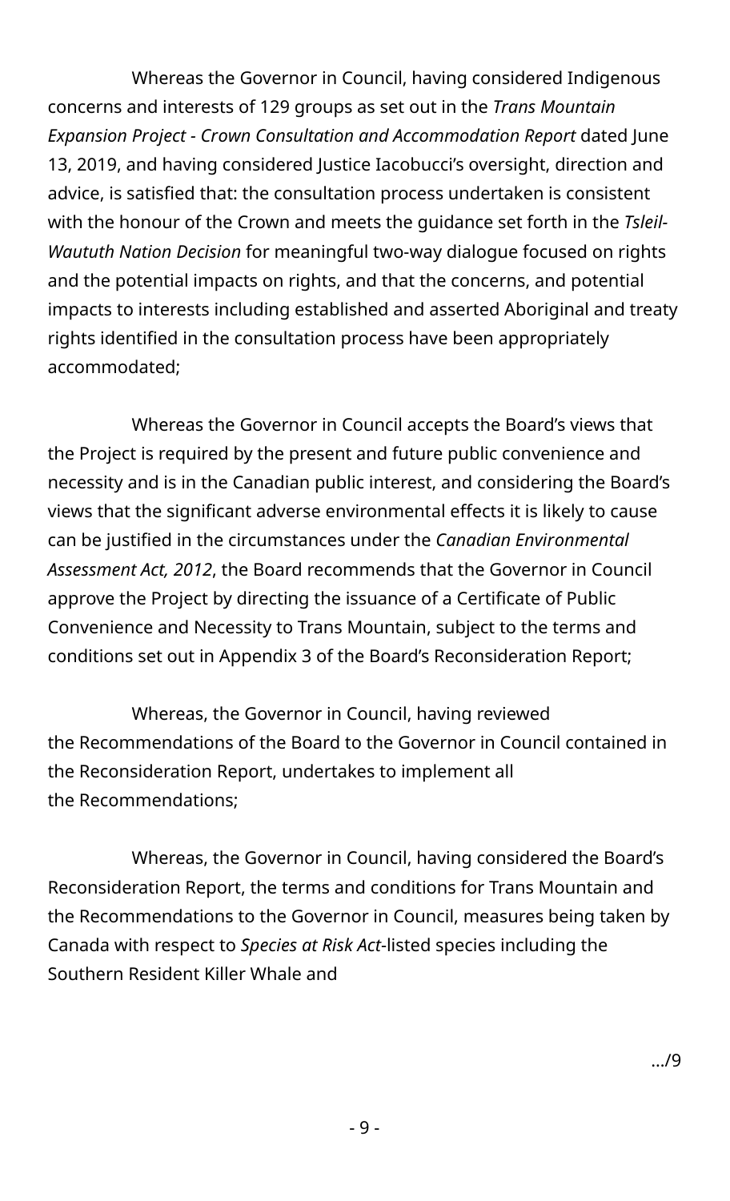Whereas the Governor in Council, having considered Indigenous concerns and interests of 129 groups as set out in the *Trans Mountain Expansion Project - Crown Consultation and Accommodation Report* dated June 13, 2019, and having considered Justice Iacobucci's oversight, direction and advice, is satisfied that: the consultation process undertaken is consistent with the honour of the Crown and meets the guidance set forth in the *Tsleil-Waututh Nation Decision* for meaningful two-way dialogue focused on rights and the potential impacts on rights, and that the concerns, and potential impacts to interests including established and asserted Aboriginal and treaty rights identified in the consultation process have been appropriately accommodated;

Whereas the Governor in Council accepts the Board's views that the Project is required by the present and future public convenience and necessity and is in the Canadian public interest, and considering the Board's views that the significant adverse environmental effects it is likely to cause can be justified in the circumstances under the *Canadian Environmental Assessment Act, 2012*, the Board recommends that the Governor in Council approve the Project by directing the issuance of a Certificate of Public Convenience and Necessity to Trans Mountain, subject to the terms and conditions set out in Appendix 3 of the Board's Reconsideration Report;

Whereas, the Governor in Council, having reviewed the Recommendations of the Board to the Governor in Council contained in the Reconsideration Report, undertakes to implement all the Recommendations;

Whereas, the Governor in Council, having considered the Board's Reconsideration Report, the terms and conditions for Trans Mountain and the Recommendations to the Governor in Council, measures being taken by Canada with respect to *Species at Risk Act*-listed species including the Southern Resident Killer Whale and

.../9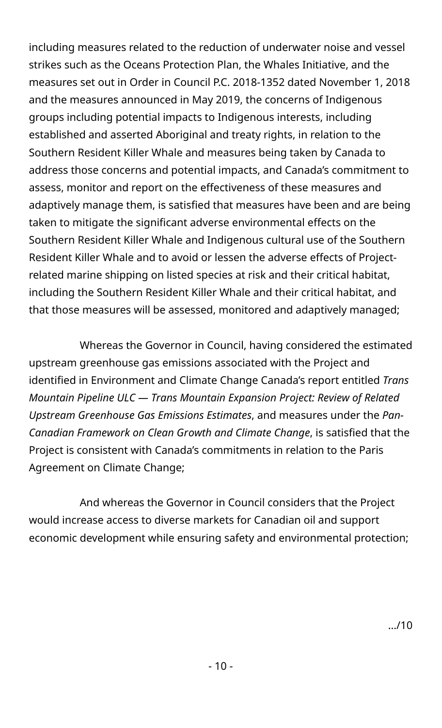including measures related to the reduction of underwater noise and vessel strikes such as the Oceans Protection Plan, the Whales Initiative, and the measures set out in Order in Council P.C. 2018-1352 dated November 1, 2018 and the measures announced in May 2019, the concerns of Indigenous groups including potential impacts to Indigenous interests, including established and asserted Aboriginal and treaty rights, in relation to the Southern Resident Killer Whale and measures being taken by Canada to address those concerns and potential impacts, and Canada's commitment to assess, monitor and report on the effectiveness of these measures and adaptively manage them, is satisfied that measures have been and are being taken to mitigate the significant adverse environmental effects on the Southern Resident Killer Whale and Indigenous cultural use of the Southern Resident Killer Whale and to avoid or lessen the adverse effects of Project-related marine shipping on listed species at risk and their critical habitat, including the Southern Resident Killer Whale and their critical habitat, and that those measures will be assessed, monitored and adaptively managed;

Whereas the Governor in Council, having considered the estimated upstream greenhouse gas emissions associated with the Project and identified in Environment and Climate Change Canada's report entitled *Trans Mountain Pipeline ULC — Trans Mountain Expansion Project: Review of Related Upstream Greenhouse Gas Emissions Estimates*, and measures under the *Pan-Canadian Framework on Clean Growth and Climate Change*, is satisfied that the Project is consistent with Canada's commitments in relation to the Paris Agreement on Climate Change;

And whereas the Governor in Council considers that the Project would increase access to diverse markets for Canadian oil and support economic development while ensuring safety and environmental protection;

.../10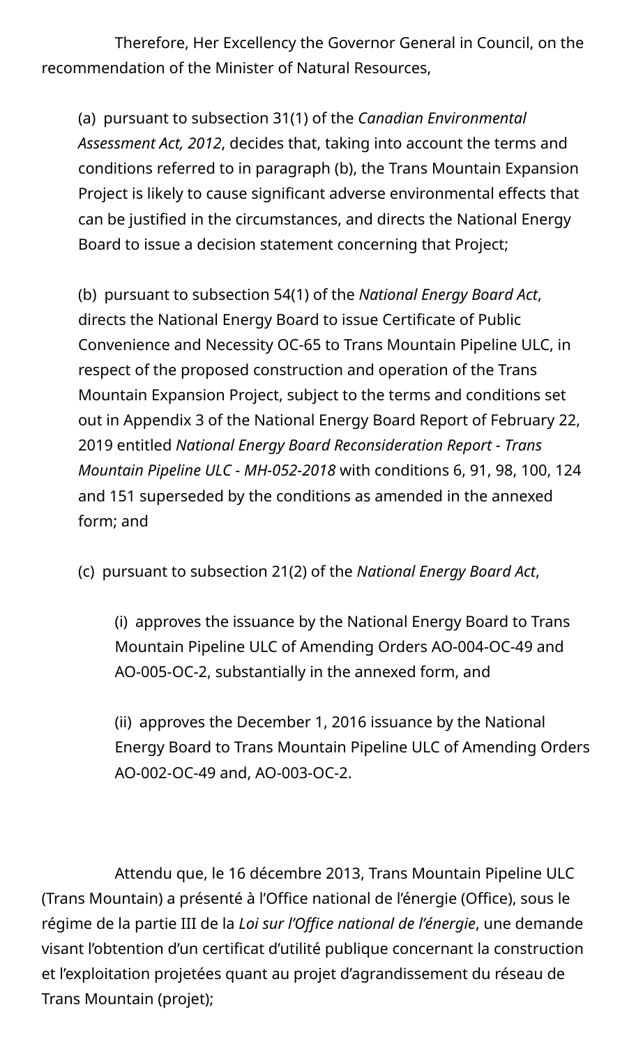Therefore, Her Excellency the Governor General in Council, on the recommendation of the Minister of Natural Resources,

(a) pursuant to subsection 31(1) of the *Canadian Environmental Assessment Act, 2012*, decides that, taking into account the terms and conditions referred to in paragraph (b), the Trans Mountain Expansion Project is likely to cause significant adverse environmental effects that can be justified in the circumstances, and directs the National Energy Board to issue a decision statement concerning that Project;

(b) pursuant to subsection 54(1) of the *National Energy Board Act*, directs the National Energy Board to issue Certificate of Public Convenience and Necessity OC-65 to Trans Mountain Pipeline ULC, in respect of the proposed construction and operation of the Trans Mountain Expansion Project, subject to the terms and conditions set out in Appendix 3 of the National Energy Board Report of February 22, 2019 entitled *National Energy Board Reconsideration Report - Trans Mountain Pipeline ULC - MH-052-2018* with conditions 6, 91, 98, 100, 124 and 151 superseded by the conditions as amended in the annexed form; and

(c) pursuant to subsection 21(2) of the *National Energy Board Act*,

(i) approves the issuance by the National Energy Board to Trans Mountain Pipeline ULC of Amending Orders AO-004-OC-49 and AO-005-OC-2, substantially in the annexed form, and

(ii) approves the December 1, 2016 issuance by the National Energy Board to Trans Mountain Pipeline ULC of Amending Orders AO-002-OC-49 and, AO-003-OC-2.

Attendu que, le 16 décembre 2013, Trans Mountain Pipeline ULC (Trans Mountain) a présenté à l'Office national de l'énergie (Office), sous le régime de la partie III de la *Loi sur l'Office national de l'énergie*, une demande visant l'obtention d'un certificat d'utilité publique concernant la construction et l'exploitation projetées quant au projet d'agrandissement du réseau de Trans Mountain (projet);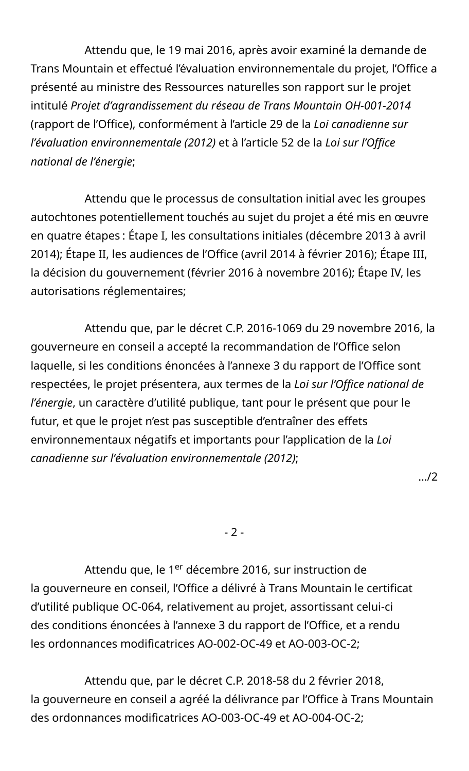Attendu que, le 19 mai 2016, après avoir examiné la demande de Trans Mountain et effectué l'évaluation environnementale du projet, l'Office a présenté au ministre des Ressources naturelles son rapport sur le projet intitulé *Projet d'agrandissement du réseau de Trans Mountain OH-001-2014* (rapport de l'Office), conformément à l'article 29 de la *Loi canadienne sur l'évaluation environnementale (2012)* et à l'article 52 de la *Loi sur l'Office national de l'énergie*;

Attendu que le processus de consultation initial avec les groupes autochtones potentiellement touchés au sujet du projet a été mis en œuvre en quatre étapes : Étape I, les consultations initiales (décembre 2013 à avril 2014); Étape II, les audiences de l'Office (avril 2014 à février 2016); Étape III, la décision du gouvernement (février 2016 à novembre 2016); Étape IV, les autorisations réglementaires;

Attendu que, par le décret C.P. 2016-1069 du 29 novembre 2016, la gouverneure en conseil a accepté la recommandation de l'Office selon laquelle, si les conditions énoncées à l'annexe 3 du rapport de l'Office sont respectées, le projet présentera, aux termes de la *Loi sur l'Office national de l'énergie*, un caractère d'utilité publique, tant pour le présent que pour le futur, et que le projet n'est pas susceptible d'entraîner des effets environnementaux négatifs et importants pour l'application de la *Loi canadienne sur l'évaluation environnementale (2012)*;

Attendu que, le 1er décembre 2016, sur instruction de la gouverneure en conseil, l'Office a délivré à Trans Mountain le certificat d'utilité publique OC-064, relativement au projet, assortissant celui-ci des conditions énoncées à l'annexe 3 du rapport de l'Office, et a rendu les ordonnances modificatrices AO-002-OC-49 et AO-003-OC-2;

Attendu que, par le décret C.P. 2018-58 du 2 février 2018, la gouverneure en conseil a agréé la délivrance par l'Office à Trans Mountain des ordonnances modificatrices AO-003-OC-49 et AO-004-OC-2;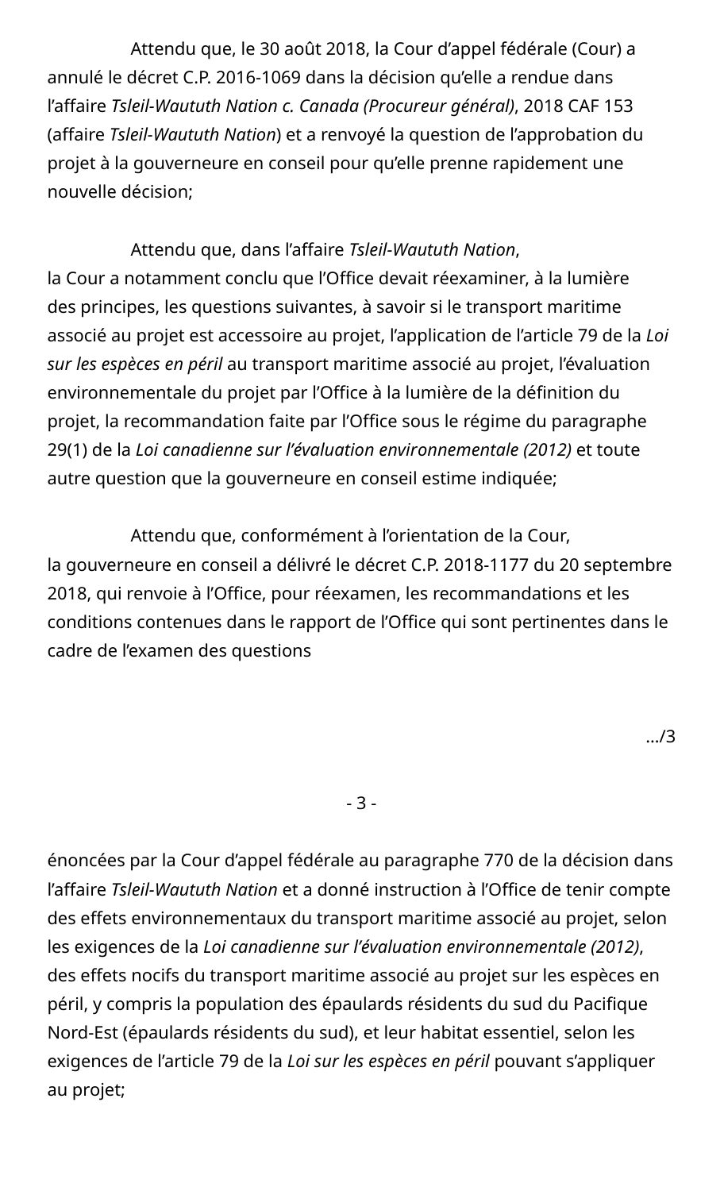Attendu que, le 30 août 2018, la Cour d'appel fédérale (Cour) a annulé le décret C.P. 2016-1069 dans la décision qu'elle a rendue dans l'affaire *Tsleil-Waututh Nation c. Canada (Procureur général)*, 2018 CAF 153 (affaire *Tsleil-Waututh Nation*) et a renvoyé la question de l'approbation du projet à la gouverneure en conseil pour qu'elle prenne rapidement une nouvelle décision;

Attendu que, dans l'affaire *Tsleil-Waututh Nation*, la Cour a notamment conclu que l'Office devait réexaminer, à la lumière des principes, les questions suivantes, à savoir si le transport maritime associé au projet est accessoire au projet, l'application de l'article 79 de la *Loi sur les espèces en péril* au transport maritime associé au projet, l'évaluation environnementale du projet par l'Office à la lumière de la définition du projet, la recommandation faite par l'Office sous le régime du paragraphe 29(1) de la *Loi canadienne sur l'évaluation environnementale (2012)* et toute autre question que la gouverneure en conseil estime indiquée;

Attendu que, conformément à l'orientation de la Cour, la gouverneure en conseil a délivré le décret C.P. 2018-1177 du 20 septembre 2018, qui renvoie à l'Office, pour réexamen, les recommandations et les conditions contenues dans le rapport de l'Office qui sont pertinentes dans le cadre de l'examen des questions énoncées par la Cour d'appel fédérale au paragraphe 770 de la décision dans l'affaire *Tsleil-Waututh Nation* et a donné instruction à l'Office de tenir compte des effets environnementaux du transport maritime associé au projet, selon les exigences de la *Loi canadienne sur l'évaluation environnementale (2012)*, des effets nocifs du transport maritime associé au projet sur les espèces en péril, y compris la population des épaulards résidents du sud du Pacifique Nord-Est (épaulards résidents du sud), et leur habitat essentiel, selon les exigences de l'article 79 de la *Loi sur les espèces en péril* pouvant s'appliquer au projet;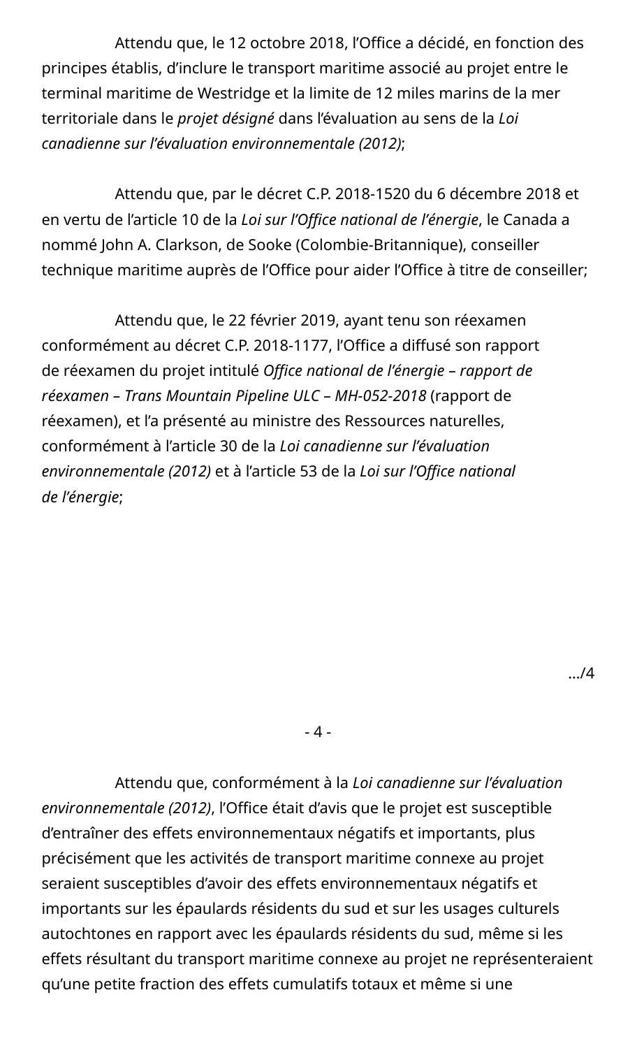Attendu que, le 12 octobre 2018, l'Office a décidé, en fonction des principes établis, d'inclure le transport maritime associé au projet entre le terminal maritime de Westridge et la limite de 12 miles marins de la mer territoriale dans le *projet désigné* dans l'évaluation au sens de la *Loi canadienne sur l'évaluation environnementale (2012)*;

Attendu que, par le décret C.P. 2018-1520 du 6 décembre 2018 et en vertu de l'article 10 de la *Loi sur l'Office national de l'énergie*, le Canada a nommé John A. Clarkson, de Sooke (Colombie-Britannique), conseiller technique maritime auprès de l'Office pour aider l'Office à titre de conseiller;

Attendu que, le 22 février 2019, ayant tenu son réexamen conformément au décret C.P. 2018-1177, l'Office a diffusé son rapport de réexamen du projet intitulé *Office national de l'énergie – rapport de réexamen – Trans Mountain Pipeline ULC – MH-052-2018* (rapport de réexamen), et l'a présenté au ministre des Ressources naturelles, conformément à l'article 30 de la *Loi canadienne sur l'évaluation environnementale (2012)* et à l'article 53 de la *Loi sur l'Office national de l'énergie*;

Attendu que, conformément à la *Loi canadienne sur l'évaluation environnementale (2012)*, l'Office était d'avis que le projet est susceptible d'entraîner des effets environnementaux négatifs et importants, plus précisément que les activités de transport maritime connexe au projet seraient susceptibles d'avoir des effets environnementaux négatifs et importants sur les épaulards résidents du sud et sur les usages culturels autochtones en rapport avec les épaulards résidents du sud, même si les effets résultant du transport maritime connexe au projet ne représenteraient qu'une petite fraction des effets cumulatifs totaux et même si une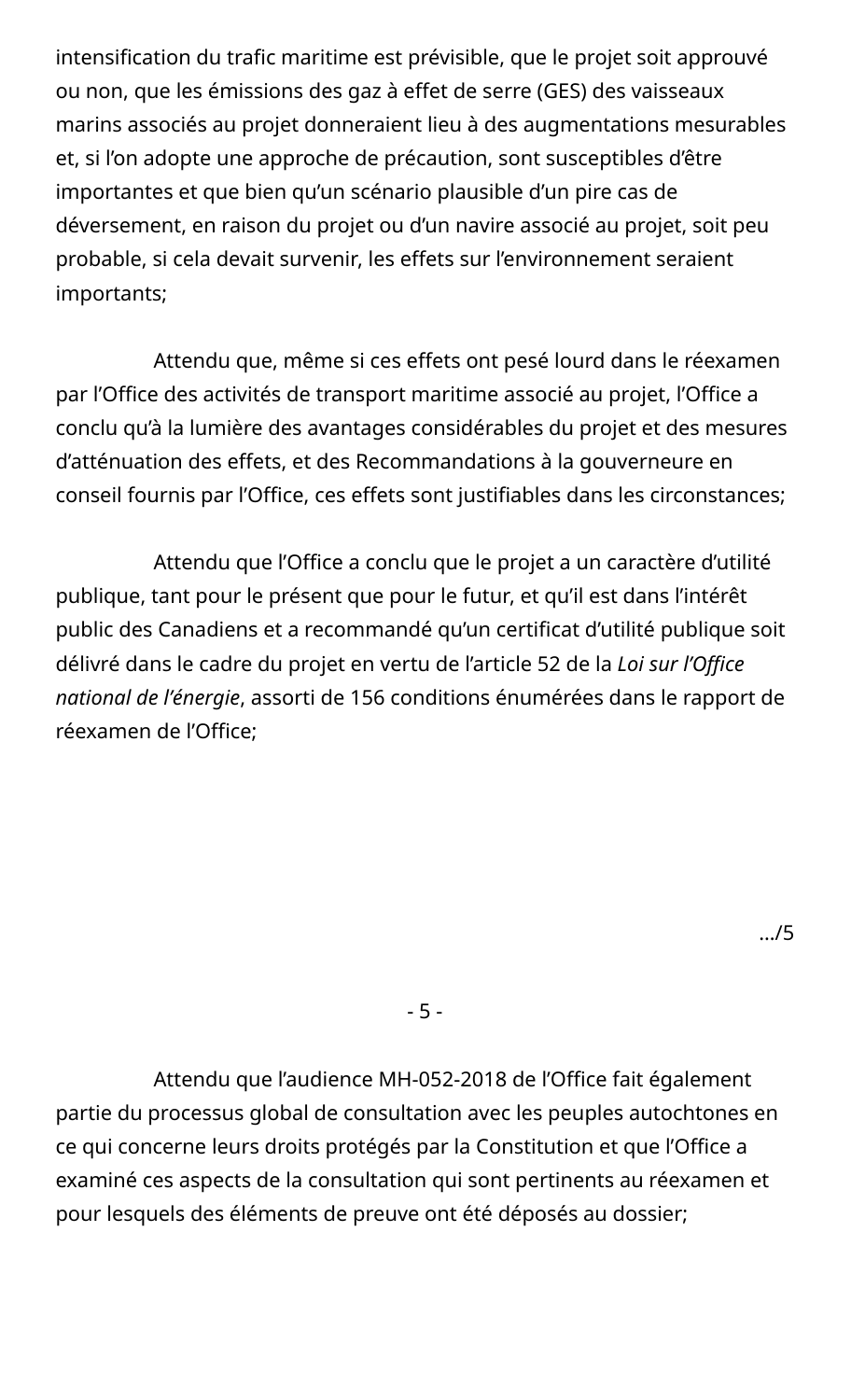intensification du trafic maritime est prévisible, que le projet soit approuvé ou non, que les émissions des gaz à effet de serre (GES) des vaisseaux marins associés au projet donneraient lieu à des augmentations mesurables et, si l'on adopte une approche de précaution, sont susceptibles d'être importantes et que bien qu'un scénario plausible d'un pire cas de déversement, en raison du projet ou d'un navire associé au projet, soit peu probable, si cela devait survenir, les effets sur l'environnement seraient importants;

Attendu que, même si ces effets ont pesé lourd dans le réexamen par l'Office des activités de transport maritime associé au projet, l'Office a conclu qu'à la lumière des avantages considérables du projet et des mesures d'atténuation des effets, et des Recommandations à la gouverneure en conseil fournis par l'Office, ces effets sont justifiables dans les circonstances;

Attendu que l'Office a conclu que le projet a un caractère d'utilité publique, tant pour le présent que pour le futur, et qu'il est dans l'intérêt public des Canadiens et a recommandé qu'un certificat d'utilité publique soit délivré dans le cadre du projet en vertu de l'article 52 de la *Loi sur l'Office national de l'énergie*, assorti de 156 conditions énumérées dans le rapport de réexamen de l'Office;

Attendu que l'audience MH-052-2018 de l'Office fait également partie du processus global de consultation avec les peuples autochtones en ce qui concerne leurs droits protégés par la Constitution et que l'Office a examiné ces aspects de la consultation qui sont pertinents au réexamen et pour lesquels des éléments de preuve ont été déposés au dossier;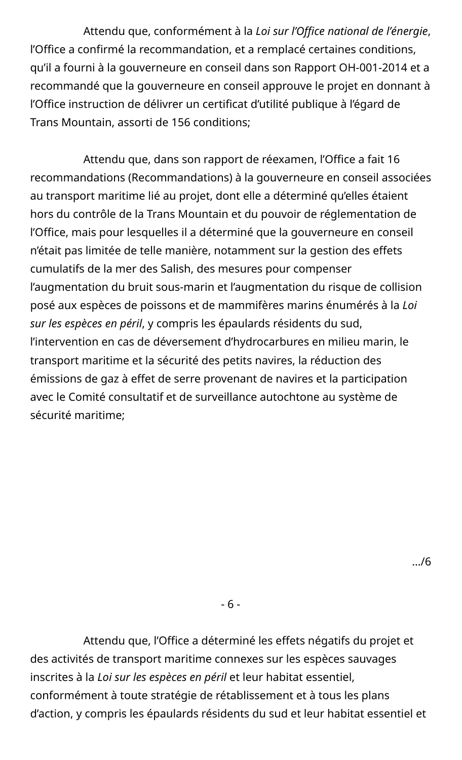Attendu que, conformément à la *Loi sur l'Office national de l'énergie*, l'Office a confirmé la recommandation, et a remplacé certaines conditions, qu'il a fourni à la gouverneure en conseil dans son Rapport OH-001-2014 et a recommandé que la gouverneure en conseil approuve le projet en donnant à l'Office instruction de délivrer un certificat d'utilité publique à l'égard de Trans Mountain, assorti de 156 conditions;

Attendu que, dans son rapport de réexamen, l'Office a fait 16 recommandations (Recommandations) à la gouverneure en conseil associées au transport maritime lié au projet, dont elle a déterminé qu'elles étaient hors du contrôle de la Trans Mountain et du pouvoir de réglementation de l'Office, mais pour lesquelles il a déterminé que la gouverneure en conseil n'était pas limitée de telle manière, notamment sur la gestion des effets cumulatifs de la mer des Salish, des mesures pour compenser l'augmentation du bruit sous-marin et l'augmentation du risque de collision posé aux espèces de poissons et de mammifères marins énumérés à la *Loi sur les espèces en péril*, y compris les épaulards résidents du sud, l'intervention en cas de déversement d'hydrocarbures en milieu marin, le transport maritime et la sécurité des petits navires, la réduction des émissions de gaz à effet de serre provenant de navires et la participation avec le Comité consultatif et de surveillance autochtone au système de sécurité maritime;

Attendu que, l'Office a déterminé les effets négatifs du projet et des activités de transport maritime connexes sur les espèces sauvages inscrites à la *Loi sur les espèces en péril* et leur habitat essentiel, conformément à toute stratégie de rétablissement et à tous les plans d'action, y compris les épaulards résidents du sud et leur habitat essentiel et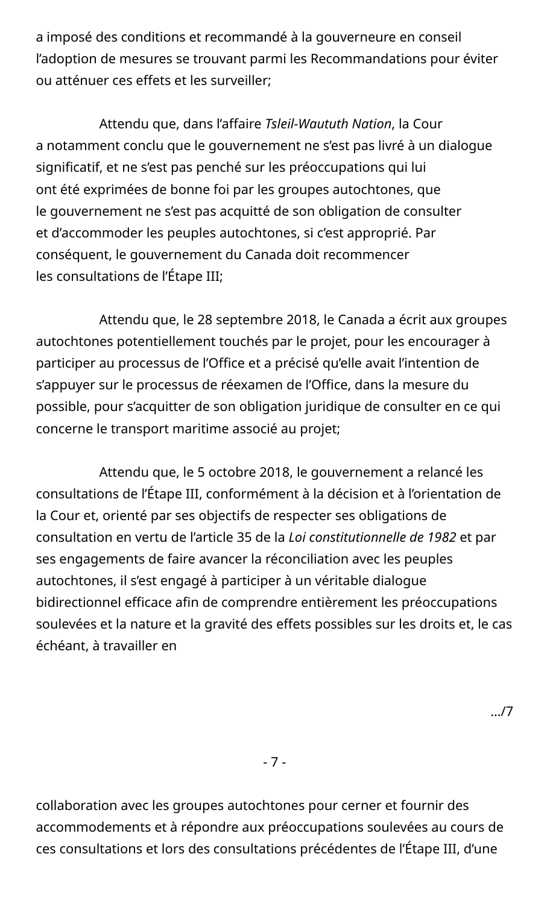a imposé des conditions et recommandé à la gouverneure en conseil l'adoption de mesures se trouvant parmi les Recommandations pour éviter ou atténuer ces effets et les surveiller;

Attendu que, dans l'affaire *Tsleil-Waututh Nation*, la Cour a notamment conclu que le gouvernement ne s'est pas livré à un dialogue significatif, et ne s'est pas penché sur les préoccupations qui lui ont été exprimées de bonne foi par les groupes autochtones, que le gouvernement ne s'est pas acquitté de son obligation de consulter et d'accommoder les peuples autochtones, si c'est approprié. Par conséquent, le gouvernement du Canada doit recommencer les consultations de l'Étape III;

Attendu que, le 28 septembre 2018, le Canada a écrit aux groupes autochtones potentiellement touchés par le projet, pour les encourager à participer au processus de l'Office et a précisé qu'elle avait l'intention de s'appuyer sur le processus de réexamen de l'Office, dans la mesure du possible, pour s'acquitter de son obligation juridique de consulter en ce qui concerne le transport maritime associé au projet;

Attendu que, le 5 octobre 2018, le gouvernement a relancé les consultations de l'Étape III, conformément à la décision et à l'orientation de la Cour et, orienté par ses objectifs de respecter ses obligations de consultation en vertu de l'article 35 de la *Loi constitutionnelle de 1982* et par ses engagements de faire avancer la réconciliation avec les peuples autochtones, il s'est engagé à participer à un véritable dialogue bidirectionnel efficace afin de comprendre entièrement les préoccupations soulevées et la nature et la gravité des effets possibles sur les droits et, le cas échéant, à travailler en collaboration avec les groupes autochtones pour cerner et fournir des accommodements et à répondre aux préoccupations soulevées au cours de ces consultations et lors des consultations précédentes de l'Étape III, d'une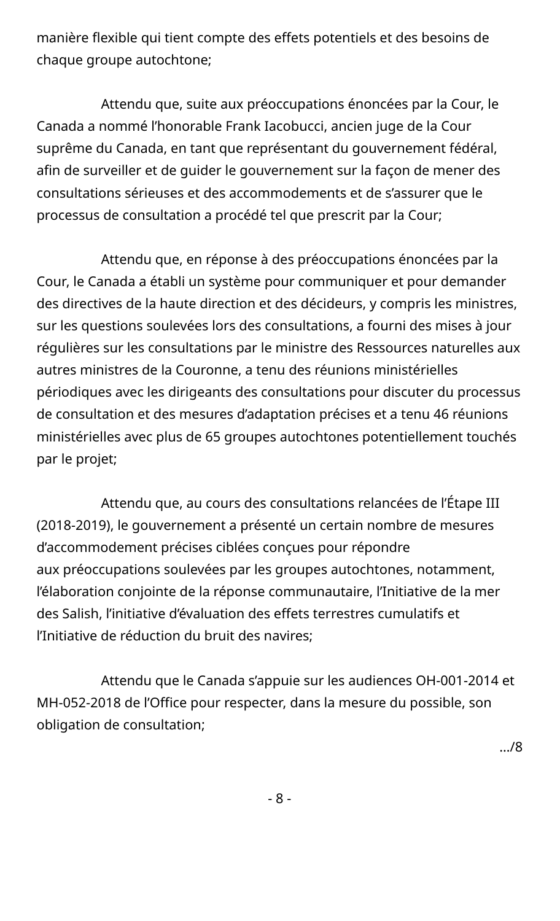manière flexible qui tient compte des effets potentiels et des besoins de chaque groupe autochtone;

Attendu que, suite aux préoccupations énoncées par la Cour, le Canada a nommé l'honorable Frank Iacobucci, ancien juge de la Cour suprême du Canada, en tant que représentant du gouvernement fédéral, afin de surveiller et de guider le gouvernement sur la façon de mener des consultations sérieuses et des accommodements et de s'assurer que le processus de consultation a procédé tel que prescrit par la Cour;

Attendu que, en réponse à des préoccupations énoncées par la Cour, le Canada a établi un système pour communiquer et pour demander des directives de la haute direction et des décideurs, y compris les ministres, sur les questions soulevées lors des consultations, a fourni des mises à jour régulières sur les consultations par le ministre des Ressources naturelles aux autres ministres de la Couronne, a tenu des réunions ministérielles périodiques avec les dirigeants des consultations pour discuter du processus de consultation et des mesures d'adaptation précises et a tenu 46 réunions ministérielles avec plus de 65 groupes autochtones potentiellement touchés par le projet;

Attendu que, au cours des consultations relancées de l'Étape III (2018-2019), le gouvernement a présenté un certain nombre de mesures d'accommodement précises ciblées conçues pour répondre aux préoccupations soulevées par les groupes autochtones, notamment, l'élaboration conjointe de la réponse communautaire, l'Initiative de la mer des Salish, l'initiative d'évaluation des effets terrestres cumulatifs et l'Initiative de réduction du bruit des navires;

Attendu que le Canada s'appuie sur les audiences OH-001-2014 et MH-052-2018 de l'Office pour respecter, dans la mesure du possible, son obligation de consultation;

.../8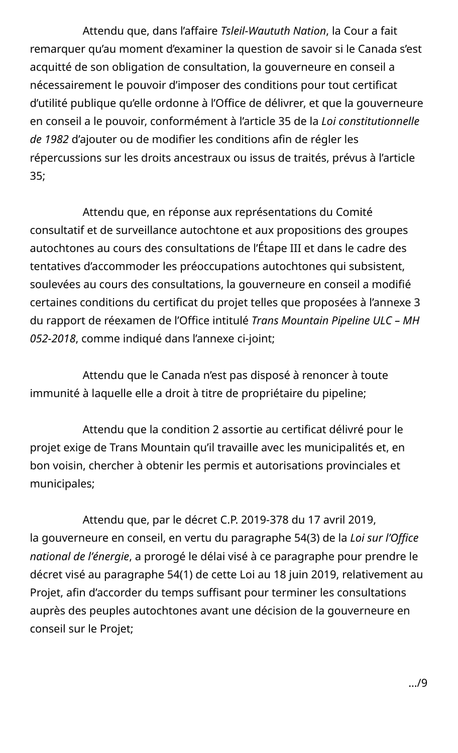Attendu que, dans l'affaire *Tsleil-Waututh Nation*, la Cour a fait remarquer qu'au moment d'examiner la question de savoir si le Canada s'est acquitté de son obligation de consultation, la gouverneure en conseil a nécessairement le pouvoir d'imposer des conditions pour tout certificat d'utilité publique qu'elle ordonne à l'Office de délivrer, et que la gouverneure en conseil a le pouvoir, conformément à l'article 35 de la *Loi constitutionnelle de 1982* d'ajouter ou de modifier les conditions afin de régler les répercussions sur les droits ancestraux ou issus de traités, prévus à l'article 35;

Attendu que, en réponse aux représentations du Comité consultatif et de surveillance autochtone et aux propositions des groupes autochtones au cours des consultations de l'Étape III et dans le cadre des tentatives d'accommoder les préoccupations autochtones qui subsistent, soulevées au cours des consultations, la gouverneure en conseil a modifié certaines conditions du certificat du projet telles que proposées à l'annexe 3 du rapport de réexamen de l'Office intitulé *Trans Mountain Pipeline ULC – MH 052-2018*, comme indiqué dans l'annexe ci-joint;

Attendu que le Canada n'est pas disposé à renoncer à toute immunité à laquelle elle a droit à titre de propriétaire du pipeline;

Attendu que la condition 2 assortie au certificat délivré pour le projet exige de Trans Mountain qu'il travaille avec les municipalités et, en bon voisin, chercher à obtenir les permis et autorisations provinciales et municipales;

Attendu que, par le décret C.P. 2019-378 du 17 avril 2019, la gouverneure en conseil, en vertu du paragraphe 54(3) de la *Loi sur l'Office national de l'énergie*, a prorogé le délai visé à ce paragraphe pour prendre le décret visé au paragraphe 54(1) de cette Loi au 18 juin 2019, relativement au Projet, afin d'accorder du temps suffisant pour terminer les consultations auprès des peuples autochtones avant une décision de la gouverneure en conseil sur le Projet;

.../9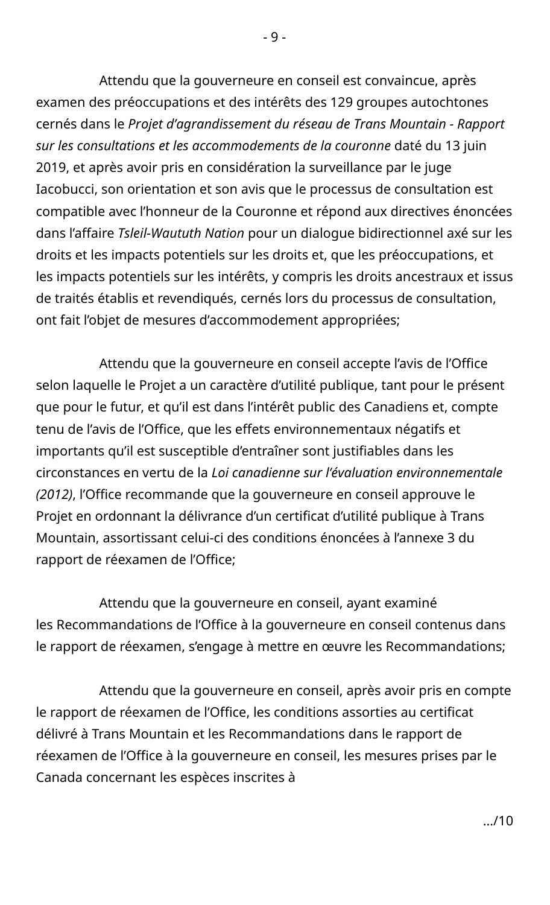Attendu que la gouverneure en conseil est convaincue, après examen des préoccupations et des intérêts des 129 groupes autochtones cernés dans le *Projet d'agrandissement du réseau de Trans Mountain - Rapport sur les consultations et les accommodements de la couronne* daté du 13 juin 2019, et après avoir pris en considération la surveillance par le juge Iacobucci, son orientation et son avis que le processus de consultation est compatible avec l'honneur de la Couronne et répond aux directives énoncées dans l'affaire *Tsleil-Waututh Nation* pour un dialogue bidirectionnel axé sur les droits et les impacts potentiels sur les droits et, que les préoccupations, et les impacts potentiels sur les intérêts, y compris les droits ancestraux et issus de traités établis et revendiqués, cernés lors du processus de consultation, ont fait l'objet de mesures d'accommodement appropriées;

Attendu que la gouverneure en conseil accepte l'avis de l'Office selon laquelle le Projet a un caractère d'utilité publique, tant pour le présent que pour le futur, et qu'il est dans l'intérêt public des Canadiens et, compte tenu de l'avis de l'Office, que les effets environnementaux négatifs et importants qu'il est susceptible d'entraîner sont justifiables dans les circonstances en vertu de la *Loi canadienne sur l'évaluation environnementale (2012)*, l'Office recommande que la gouverneure en conseil approuve le Projet en ordonnant la délivrance d'un certificat d'utilité publique à Trans Mountain, assortissant celui-ci des conditions énoncées à l'annexe 3 du rapport de réexamen de l'Office;

Attendu que la gouverneure en conseil, ayant examiné les Recommandations de l'Office à la gouverneure en conseil contenus dans le rapport de réexamen, s'engage à mettre en œuvre les Recommandations;

Attendu que la gouverneure en conseil, après avoir pris en compte le rapport de réexamen de l'Office, les conditions assorties au certificat délivré à Trans Mountain et les Recommandations dans le rapport de réexamen de l'Office à la gouverneure en conseil, les mesures prises par le Canada concernant les espèces inscrites à

.../10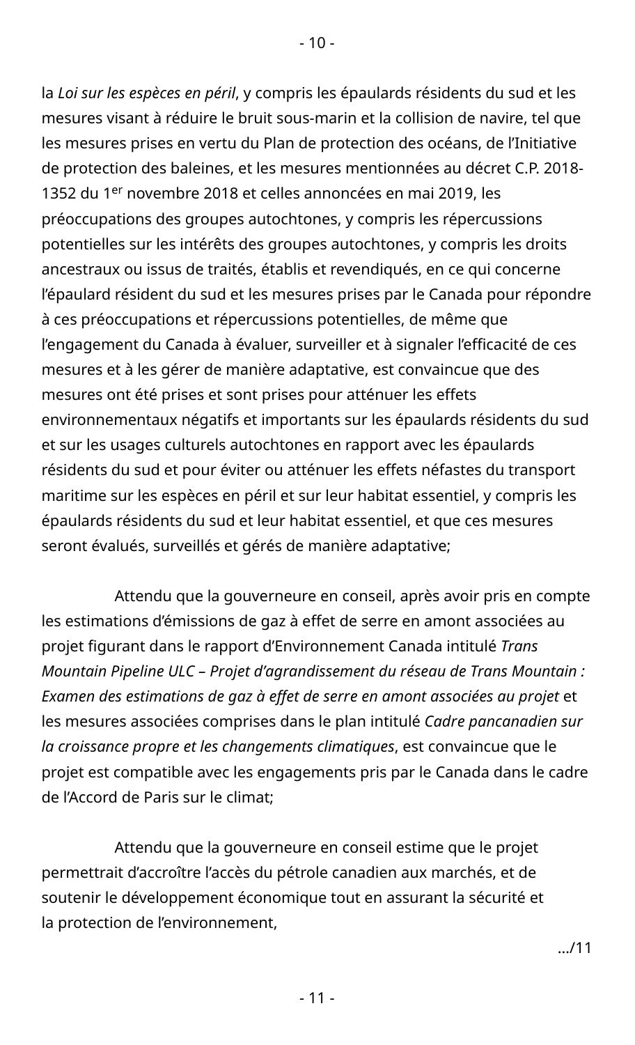la *Loi sur les espèces en péril*, y compris les épaulards résidents du sud et les mesures visant à réduire le bruit sous-marin et la collision de navire, tel que les mesures prises en vertu du Plan de protection des océans, de l'Initiative de protection des baleines, et les mesures mentionnées au décret C.P. 2018-1352 du 1er novembre 2018 et celles annoncées en mai 2019, les préoccupations des groupes autochtones, y compris les répercussions potentielles sur les intérêts des groupes autochtones, y compris les droits ancestraux ou issus de traités, établis et revendiqués, en ce qui concerne l'épaulard résident du sud et les mesures prises par le Canada pour répondre à ces préoccupations et répercussions potentielles, de même que l'engagement du Canada à évaluer, surveiller et à signaler l'efficacité de ces mesures et à les gérer de manière adaptative, est convaincue que des mesures ont été prises et sont prises pour atténuer les effets environnementaux négatifs et importants sur les épaulards résidents du sud et sur les usages culturels autochtones en rapport avec les épaulards résidents du sud et pour éviter ou atténuer les effets néfastes du transport maritime sur les espèces en péril et sur leur habitat essentiel, y compris les épaulards résidents du sud et leur habitat essentiel, et que ces mesures seront évalués, surveillés et gérés de manière adaptative;

Attendu que la gouverneure en conseil, après avoir pris en compte les estimations d'émissions de gaz à effet de serre en amont associées au projet figurant dans le rapport d'Environnement Canada intitulé *Trans Mountain Pipeline ULC – Projet d'agrandissement du réseau de Trans Mountain : Examen des estimations de gaz à effet de serre en amont associées au projet* et les mesures associées comprises dans le plan intitulé *Cadre pancanadien sur la croissance propre et les changements climatiques*, est convaincue que le projet est compatible avec les engagements pris par le Canada dans le cadre de l'Accord de Paris sur le climat;

Attendu que la gouverneure en conseil estime que le projet permettrait d'accroître l'accès du pétrole canadien aux marchés, et de soutenir le développement économique tout en assurant la sécurité et la protection de l'environnement,

.../11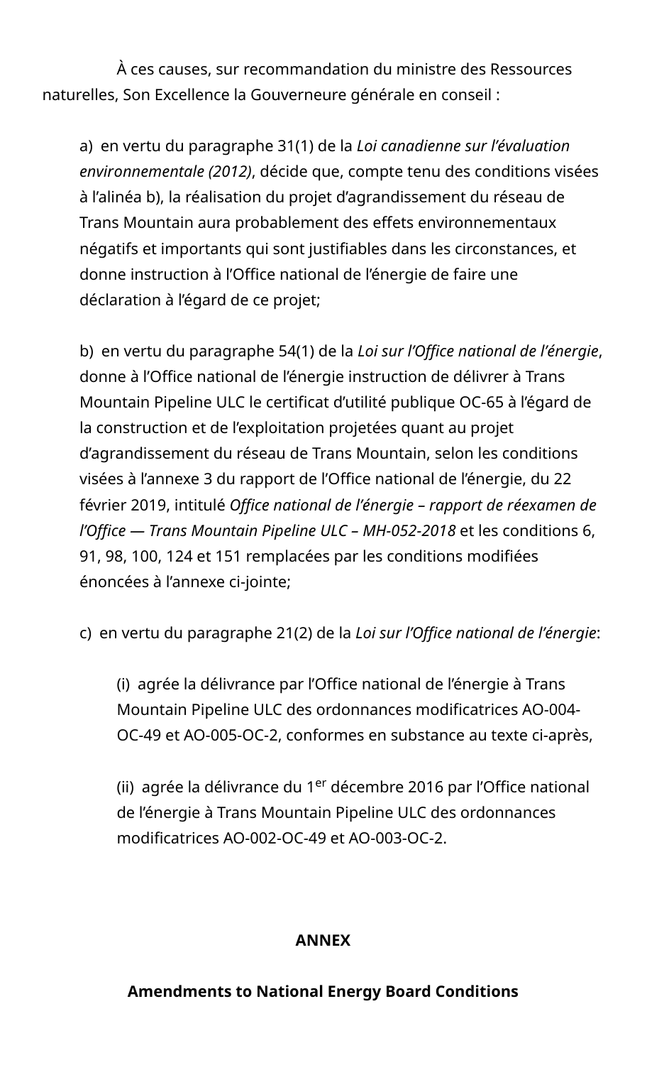À ces causes, sur recommandation du ministre des Ressources naturelles, Son Excellence la Gouverneure générale en conseil :

a) en vertu du paragraphe 31(1) de la *Loi canadienne sur l'évaluation environnementale (2012)*, décide que, compte tenu des conditions visées à l'alinéa b), la réalisation du projet d'agrandissement du réseau de Trans Mountain aura probablement des effets environnementaux négatifs et importants qui sont justifiables dans les circonstances, et donne instruction à l'Office national de l'énergie de faire une déclaration à l'égard de ce projet;

b) en vertu du paragraphe 54(1) de la *Loi sur l'Office national de l'énergie*, donne à l'Office national de l'énergie instruction de délivrer à Trans Mountain Pipeline ULC le certificat d'utilité publique OC-65 à l'égard de la construction et de l'exploitation projetées quant au projet d'agrandissement du réseau de Trans Mountain, selon les conditions visées à l'annexe 3 du rapport de l'Office national de l'énergie, du 22 février 2019, intitulé *Office national de l'énergie – rapport de réexamen de l'Office — Trans Mountain Pipeline ULC – MH-052-2018* et les conditions 6, 91, 98, 100, 124 et 151 remplacées par les conditions modifiées énoncées à l'annexe ci-jointe;

c) en vertu du paragraphe 21(2) de la *Loi sur l'Office national de l'énergie*:

(i) agrée la délivrance par l'Office national de l'énergie à Trans Mountain Pipeline ULC des ordonnances modificatrices AO-004-OC-49 et AO-005-OC-2, conformes en substance au texte ci-après,

(ii) agrée la délivrance du 1er décembre 2016 par l'Office national de l'énergie à Trans Mountain Pipeline ULC des ordonnances modificatrices AO-002-OC-49 et AO-003-OC-2.

**ANNEX**

**Amendments to National Energy Board Conditions**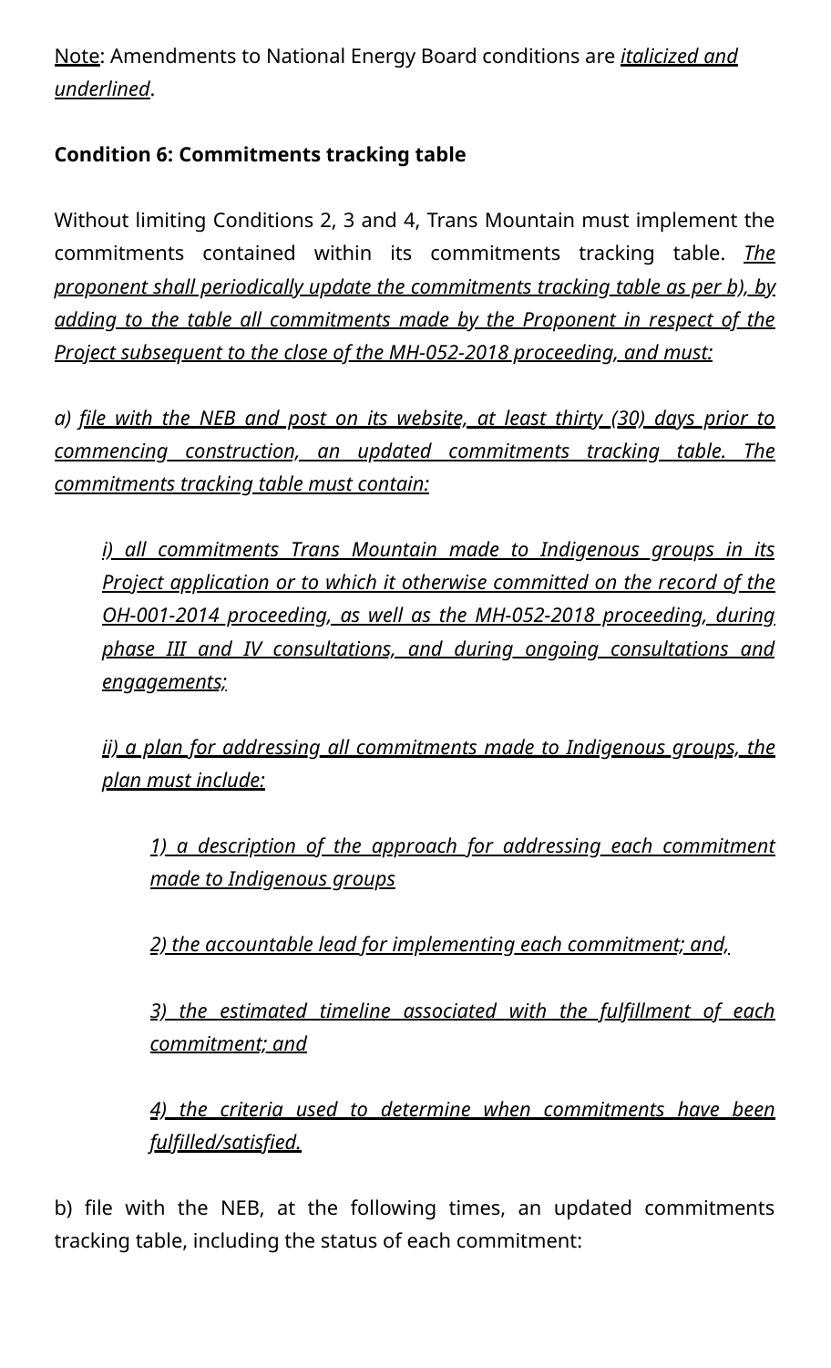<u>Note</u>: Amendments to National Energy Board conditions are *<u>italicized and underlined</u>*.

**Condition 6: Commitments tracking table**

Without limiting Conditions 2, 3 and 4, Trans Mountain must implement the commitments contained within its commitments tracking table. *<u>The proponent shall periodically update the commitments tracking table as per b), by adding to the table all commitments made by the Proponent in respect of the Project subsequent to the close of the MH-052-2018 proceeding, and must:</u>*

*a) <u>file with the NEB and post on its website, at least thirty (30) days prior to commencing construction, an updated commitments tracking table. The commitments tracking table must contain:</u>*

> *<u>i) all commitments Trans Mountain made to Indigenous groups in its Project application or to which it otherwise committed on the record of the OH-001-2014 proceeding, as well as the MH-052-2018 proceeding, during phase III and IV consultations, and during ongoing consultations and engagements;</u>*
>
> *<u>ii) a plan for addressing all commitments made to Indigenous groups, the plan must include:</u>*
>
> > *<u>1) a description of the approach for addressing each commitment made to Indigenous groups</u>*
> >
> > *<u>2) the accountable lead for implementing each commitment; and,</u>*
> >
> > *<u>3) the estimated timeline associated with the fulfillment of each commitment; and</u>*
> >
> > *<u>4) the criteria used to determine when commitments have been fulfilled/satisfied.</u>*

b) file with the NEB, at the following times, an updated commitments tracking table, including the status of each commitment: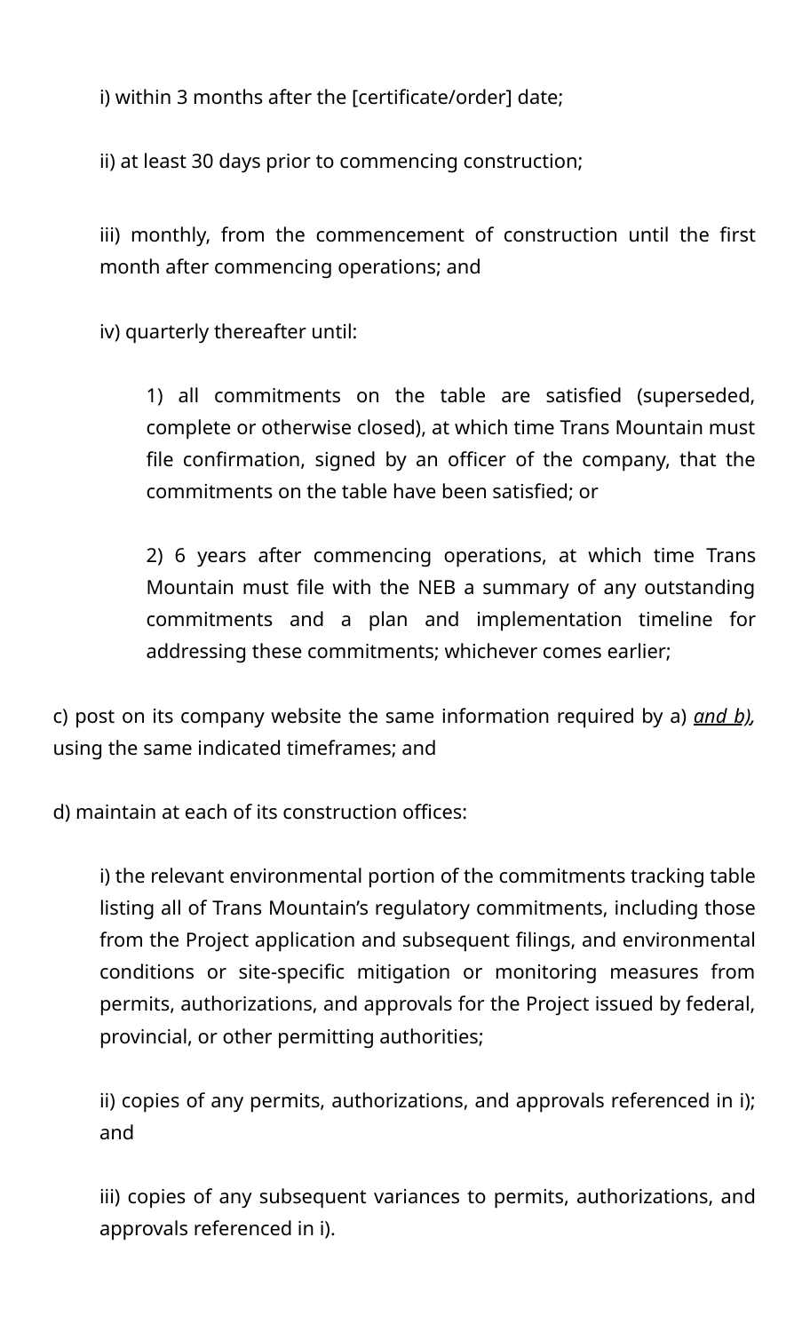i) within 3 months after the [certificate/order] date;

ii) at least 30 days prior to commencing construction;

iii) monthly, from the commencement of construction until the first month after commencing operations; and

iv) quarterly thereafter until:

1) all commitments on the table are satisfied (superseded, complete or otherwise closed), at which time Trans Mountain must file confirmation, signed by an officer of the company, that the commitments on the table have been satisfied; or

2) 6 years after commencing operations, at which time Trans Mountain must file with the NEB a summary of any outstanding commitments and a plan and implementation timeline for addressing these commitments; whichever comes earlier;

c) post on its company website the same information required by a) <u>*and b)*</u>, using the same indicated timeframes; and

d) maintain at each of its construction offices:

i) the relevant environmental portion of the commitments tracking table listing all of Trans Mountain's regulatory commitments, including those from the Project application and subsequent filings, and environmental conditions or site-specific mitigation or monitoring measures from permits, authorizations, and approvals for the Project issued by federal, provincial, or other permitting authorities;

ii) copies of any permits, authorizations, and approvals referenced in i); and

iii) copies of any subsequent variances to permits, authorizations, and approvals referenced in i).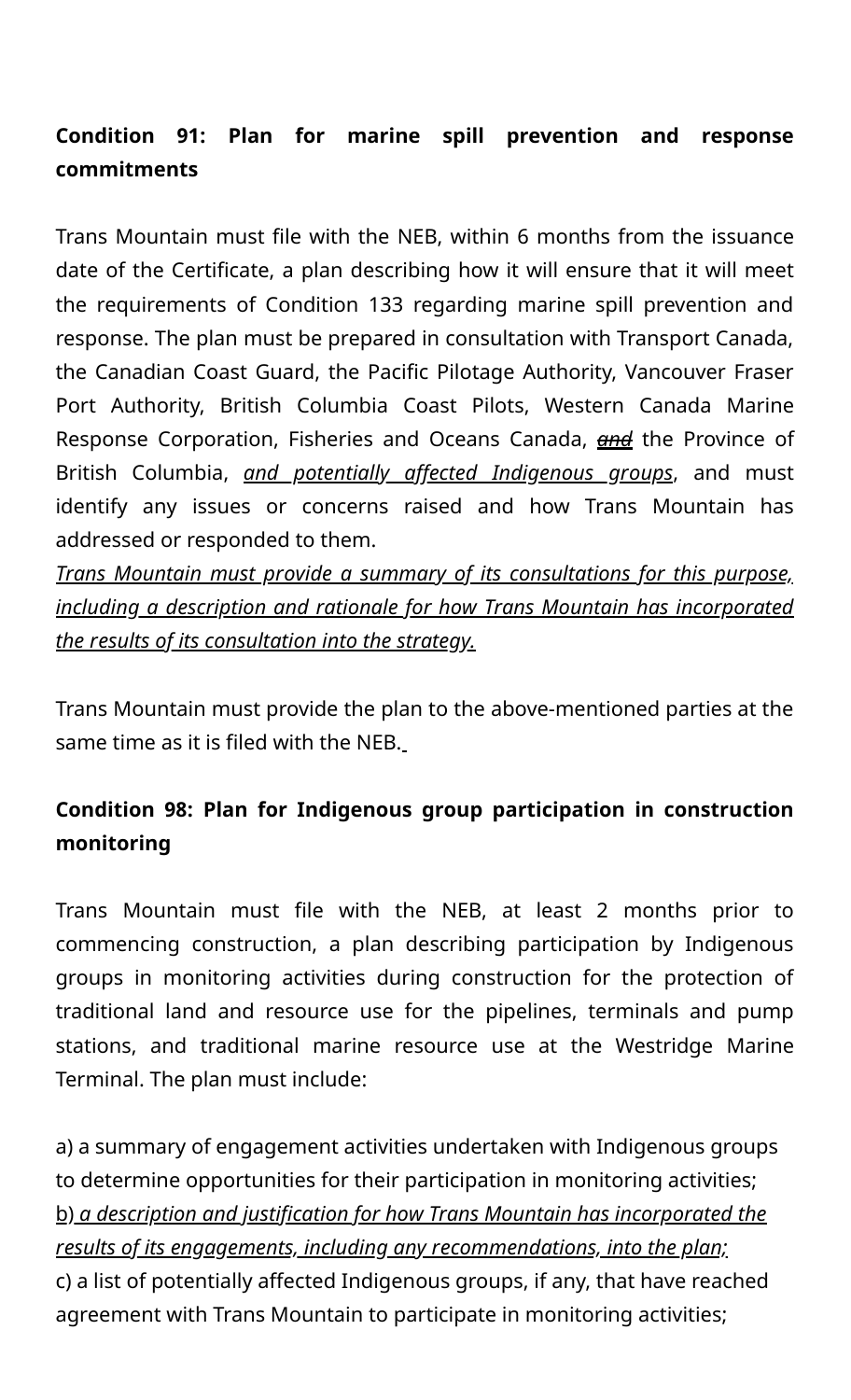**Condition 91: Plan for marine spill prevention and response commitments**

Trans Mountain must file with the NEB, within 6 months from the issuance date of the Certificate, a plan describing how it will ensure that it will meet the requirements of Condition 133 regarding marine spill prevention and response. The plan must be prepared in consultation with Transport Canada, the Canadian Coast Guard, the Pacific Pilotage Authority, Vancouver Fraser Port Authority, British Columbia Coast Pilots, Western Canada Marine Response Corporation, Fisheries and Oceans Canada, ~~*and*~~ the Province of British Columbia, *and potentially affected Indigenous groups*, and must identify any issues or concerns raised and how Trans Mountain has addressed or responded to them.
*Trans Mountain must provide a summary of its consultations for this purpose, including a description and rationale for how Trans Mountain has incorporated the results of its consultation into the strategy.*

Trans Mountain must provide the plan to the above-mentioned parties at the same time as it is filed with the NEB.

**Condition 98: Plan for Indigenous group participation in construction monitoring**

Trans Mountain must file with the NEB, at least 2 months prior to commencing construction, a plan describing participation by Indigenous groups in monitoring activities during construction for the protection of traditional land and resource use for the pipelines, terminals and pump stations, and traditional marine resource use at the Westridge Marine Terminal. The plan must include:

a) a summary of engagement activities undertaken with Indigenous groups to determine opportunities for their participation in monitoring activities;
b) *a description and justification for how Trans Mountain has incorporated the results of its engagements, including any recommendations, into the plan;*
c) a list of potentially affected Indigenous groups, if any, that have reached agreement with Trans Mountain to participate in monitoring activities;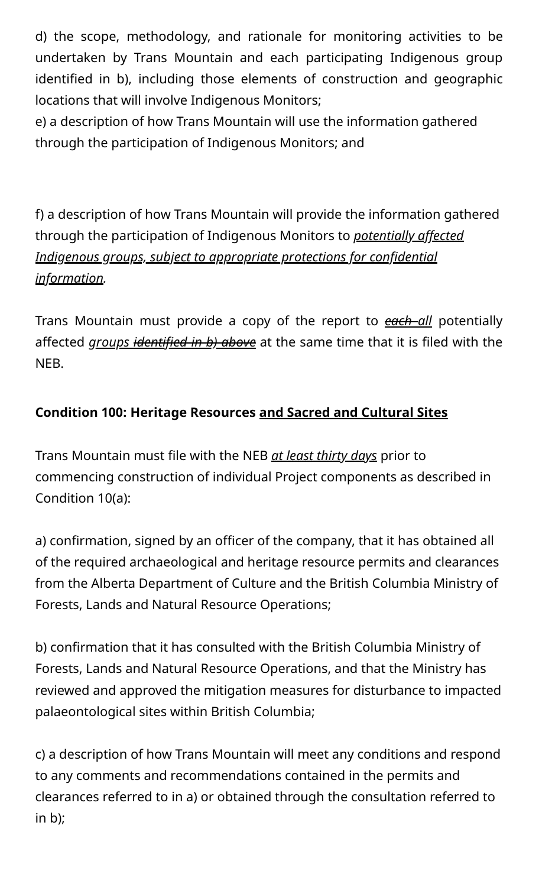d) the scope, methodology, and rationale for monitoring activities to be undertaken by Trans Mountain and each participating Indigenous group identified in b), including those elements of construction and geographic locations that will involve Indigenous Monitors;

e) a description of how Trans Mountain will use the information gathered through the participation of Indigenous Monitors; and

f) a description of how Trans Mountain will provide the information gathered through the participation of Indigenous Monitors to <u>*potentially affected Indigenous groups, subject to appropriate protections for confidential information*</u>.

Trans Mountain must provide a copy of the report to ~~*each*~~ <u>*all*</u> potentially affected <u>*groups*</u> ~~*identified in b) above*~~ at the same time that it is filed with the NEB.

**Condition 100: Heritage Resources <u>and Sacred and Cultural Sites</u>**

Trans Mountain must file with the NEB <u>*at least thirty days*</u> prior to commencing construction of individual Project components as described in Condition 10(a):

a) confirmation, signed by an officer of the company, that it has obtained all of the required archaeological and heritage resource permits and clearances from the Alberta Department of Culture and the British Columbia Ministry of Forests, Lands and Natural Resource Operations;

b) confirmation that it has consulted with the British Columbia Ministry of Forests, Lands and Natural Resource Operations, and that the Ministry has reviewed and approved the mitigation measures for disturbance to impacted palaeontological sites within British Columbia;

c) a description of how Trans Mountain will meet any conditions and respond to any comments and recommendations contained in the permits and clearances referred to in a) or obtained through the consultation referred to in b);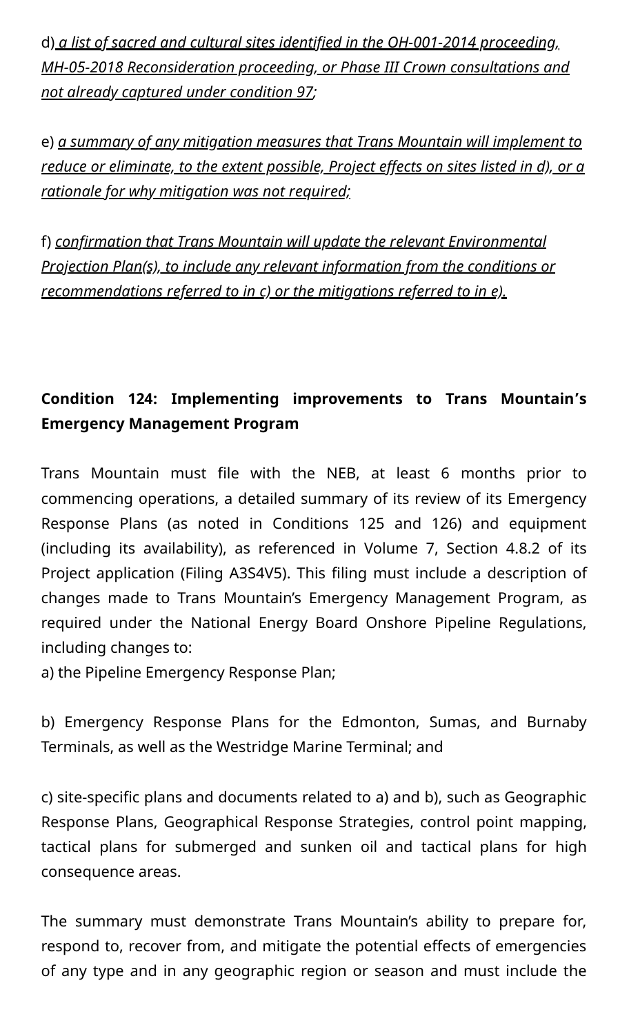d) *a list of sacred and cultural sites identified in the OH-001-2014 proceeding, MH-05-2018 Reconsideration proceeding, or Phase III Crown consultations and not already captured under condition 97;*

e) *a summary of any mitigation measures that Trans Mountain will implement to reduce or eliminate, to the extent possible, Project effects on sites listed in d), or a rationale for why mitigation was not required;*

f) *confirmation that Trans Mountain will update the relevant Environmental Projection Plan(s), to include any relevant information from the conditions or recommendations referred to in c) or the mitigations referred to in e).*

**Condition 124: Implementing improvements to Trans Mountain's Emergency Management Program**

Trans Mountain must file with the NEB, at least 6 months prior to commencing operations, a detailed summary of its review of its Emergency Response Plans (as noted in Conditions 125 and 126) and equipment (including its availability), as referenced in Volume 7, Section 4.8.2 of its Project application (Filing A3S4V5). This filing must include a description of changes made to Trans Mountain's Emergency Management Program, as required under the National Energy Board Onshore Pipeline Regulations, including changes to:

a) the Pipeline Emergency Response Plan;

b) Emergency Response Plans for the Edmonton, Sumas, and Burnaby Terminals, as well as the Westridge Marine Terminal; and

c) site-specific plans and documents related to a) and b), such as Geographic Response Plans, Geographical Response Strategies, control point mapping, tactical plans for submerged and sunken oil and tactical plans for high consequence areas.

The summary must demonstrate Trans Mountain's ability to prepare for, respond to, recover from, and mitigate the potential effects of emergencies of any type and in any geographic region or season and must include the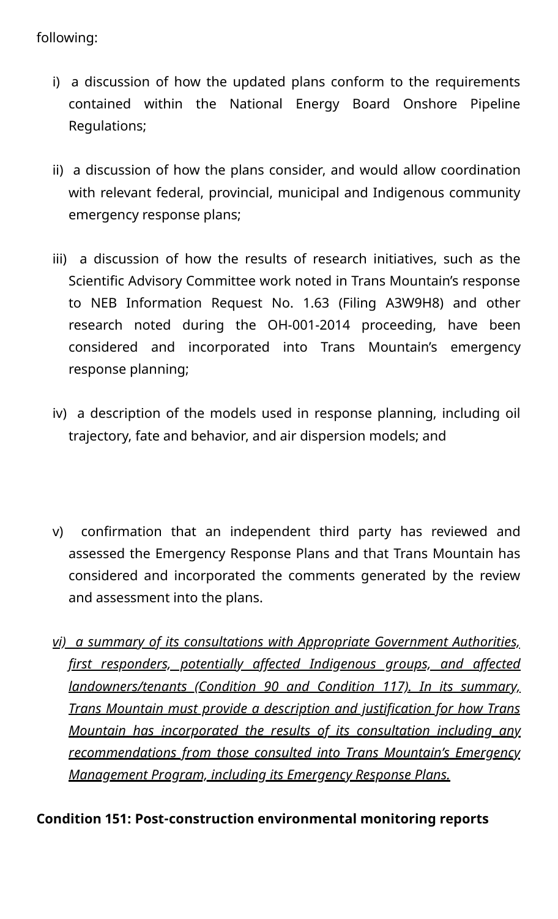following:

i) a discussion of how the updated plans conform to the requirements contained within the National Energy Board Onshore Pipeline Regulations;

ii) a discussion of how the plans consider, and would allow coordination with relevant federal, provincial, municipal and Indigenous community emergency response plans;

iii) a discussion of how the results of research initiatives, such as the Scientific Advisory Committee work noted in Trans Mountain's response to NEB Information Request No. 1.63 (Filing A3W9H8) and other research noted during the OH-001-2014 proceeding, have been considered and incorporated into Trans Mountain's emergency response planning;

iv) a description of the models used in response planning, including oil trajectory, fate and behavior, and air dispersion models; and

v) confirmation that an independent third party has reviewed and assessed the Emergency Response Plans and that Trans Mountain has considered and incorporated the comments generated by the review and assessment into the plans.

*vi) a summary of its consultations with Appropriate Government Authorities, first responders, potentially affected Indigenous groups, and affected landowners/tenants (Condition 90 and Condition 117). In its summary, Trans Mountain must provide a description and justification for how Trans Mountain has incorporated the results of its consultation including any recommendations from those consulted into Trans Mountain's Emergency Management Program, including its Emergency Response Plans.*

**Condition 151: Post-construction environmental monitoring reports**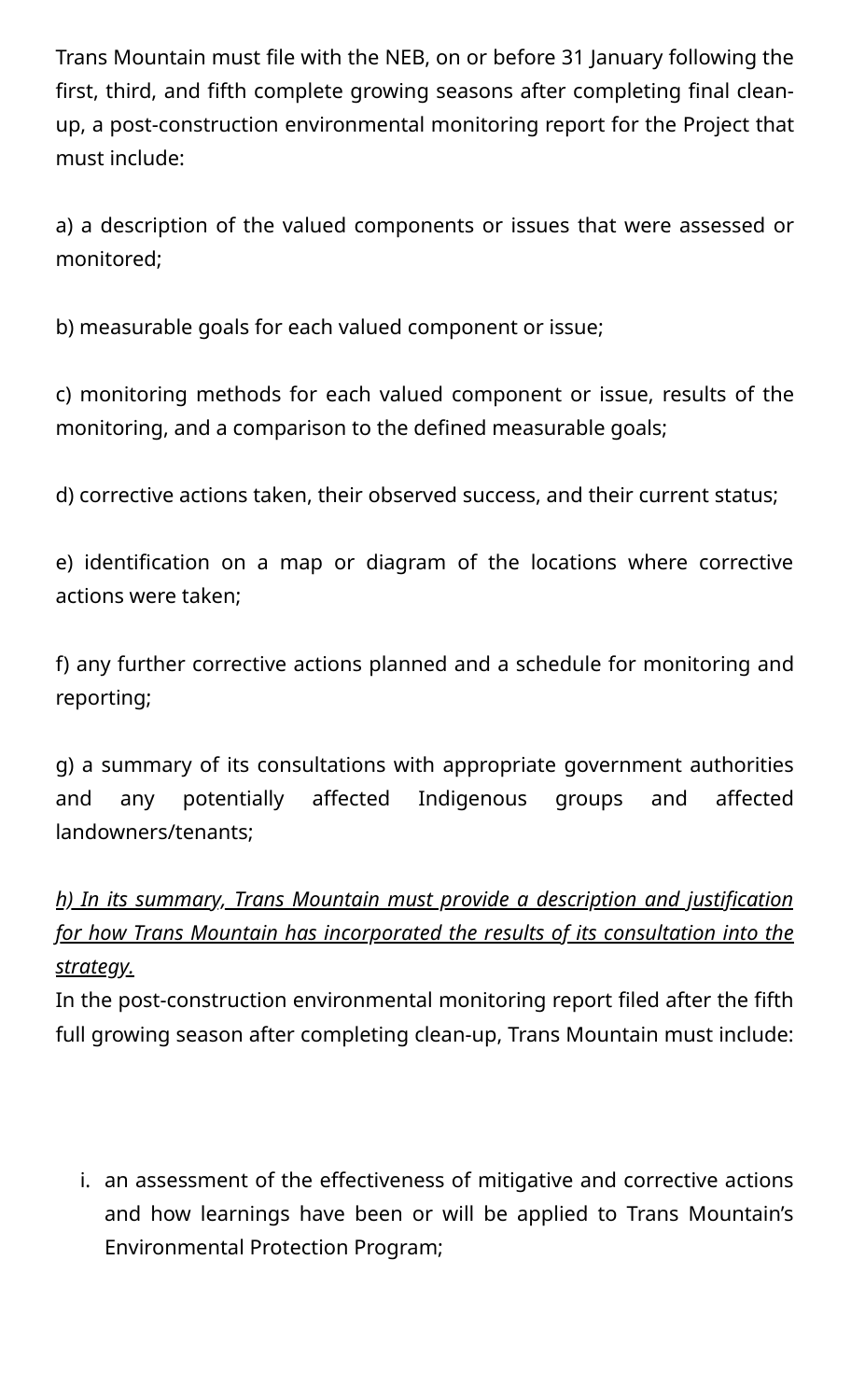Trans Mountain must file with the NEB, on or before 31 January following the first, third, and fifth complete growing seasons after completing final clean-up, a post-construction environmental monitoring report for the Project that must include:

a) a description of the valued components or issues that were assessed or monitored;

b) measurable goals for each valued component or issue;

c) monitoring methods for each valued component or issue, results of the monitoring, and a comparison to the defined measurable goals;

d) corrective actions taken, their observed success, and their current status;

e) identification on a map or diagram of the locations where corrective actions were taken;

f) any further corrective actions planned and a schedule for monitoring and reporting;

g) a summary of its consultations with appropriate government authorities and any potentially affected Indigenous groups and affected landowners/tenants;

<u>*h) In its summary, Trans Mountain must provide a description and justification for how Trans Mountain has incorporated the results of its consultation into the strategy.*</u>

In the post-construction environmental monitoring report filed after the fifth full growing season after completing clean-up, Trans Mountain must include:

i. an assessment of the effectiveness of mitigative and corrective actions and how learnings have been or will be applied to Trans Mountain's Environmental Protection Program;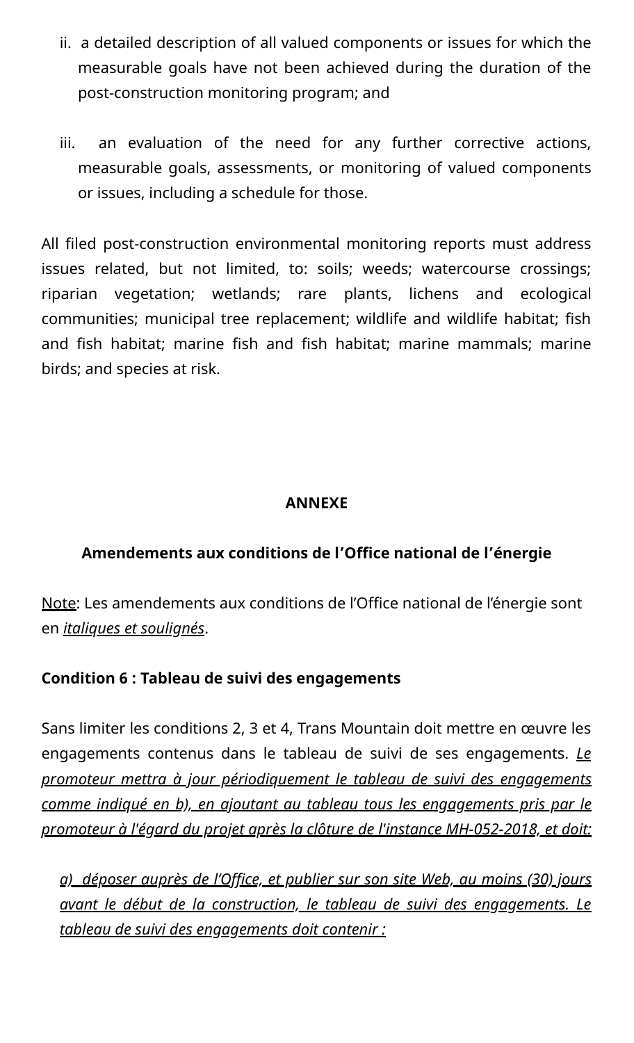ii. a detailed description of all valued components or issues for which the measurable goals have not been achieved during the duration of the post-construction monitoring program; and

iii. an evaluation of the need for any further corrective actions, measurable goals, assessments, or monitoring of valued components or issues, including a schedule for those.

All filed post-construction environmental monitoring reports must address issues related, but not limited, to: soils; weeds; watercourse crossings; riparian vegetation; wetlands; rare plants, lichens and ecological communities; municipal tree replacement; wildlife and wildlife habitat; fish and fish habitat; marine fish and fish habitat; marine mammals; marine birds; and species at risk.

## ANNEXE

## Amendements aux conditions de l'Office national de l'énergie

<u>Note</u>: Les amendements aux conditions de l'Office national de l'énergie sont en <u>*italiques et soulignés*</u>.

**Condition 6 : Tableau de suivi des engagements**

Sans limiter les conditions 2, 3 et 4, Trans Mountain doit mettre en œuvre les engagements contenus dans le tableau de suivi de ses engagements. <u>*Le promoteur mettra à jour périodiquement le tableau de suivi des engagements comme indiqué en b), en ajoutant au tableau tous les engagements pris par le promoteur à l'égard du projet après la clôture de l'instance MH-052-2018, et doit:*</u>

<u>*a) déposer auprès de l'Office, et publier sur son site Web, au moins (30) jours avant le début de la construction, le tableau de suivi des engagements. Le tableau de suivi des engagements doit contenir :*</u>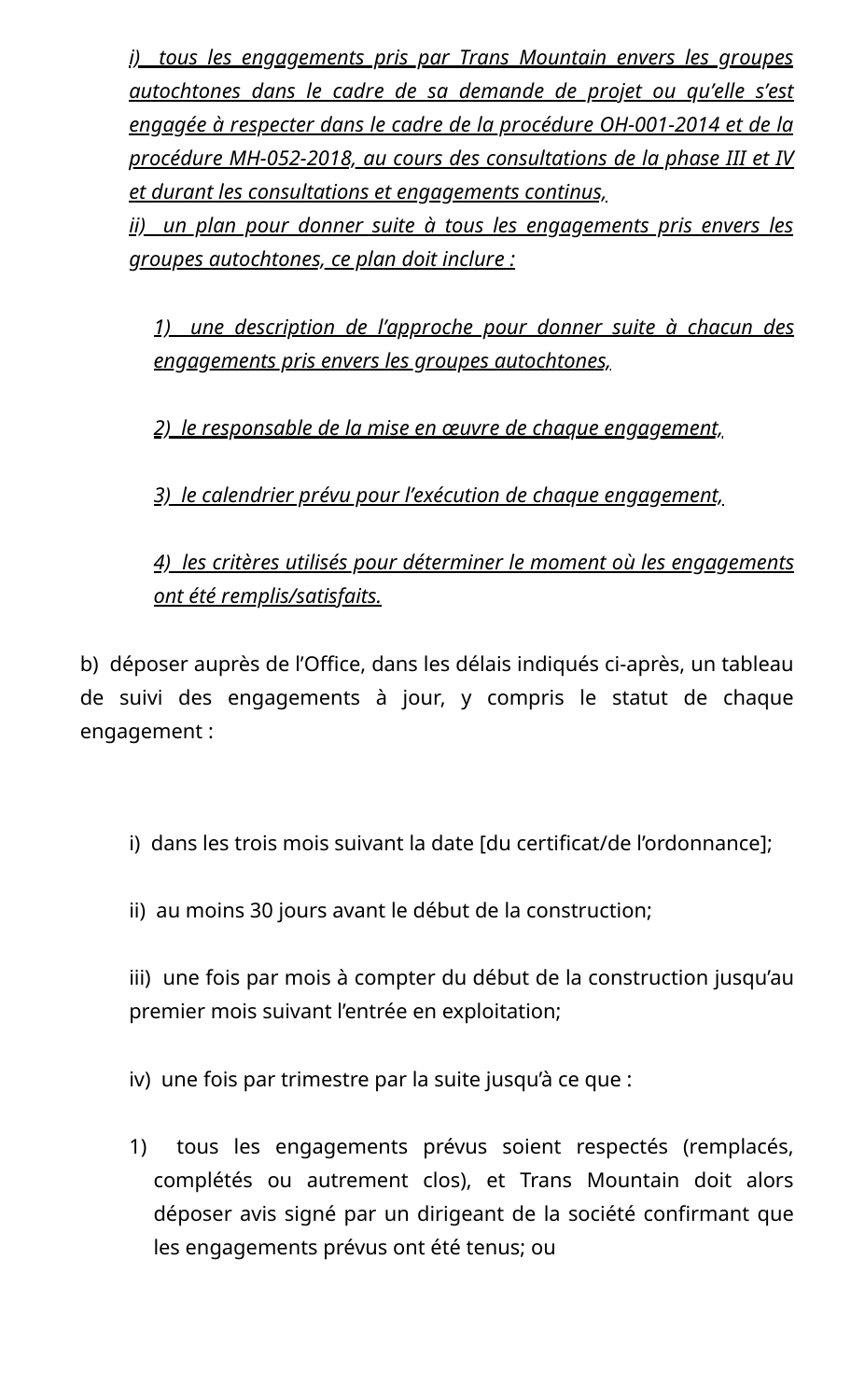*i) tous les engagements pris par Trans Mountain envers les groupes autochtones dans le cadre de sa demande de projet ou qu'elle s'est engagée à respecter dans le cadre de la procédure OH-001-2014 et de la procédure MH-052-2018, au cours des consultations de la phase III et IV et durant les consultations et engagements continus,*

*ii) un plan pour donner suite à tous les engagements pris envers les groupes autochtones, ce plan doit inclure :*

*1) une description de l'approche pour donner suite à chacun des engagements pris envers les groupes autochtones,*

*2) le responsable de la mise en œuvre de chaque engagement,*

*3) le calendrier prévu pour l'exécution de chaque engagement,*

*4) les critères utilisés pour déterminer le moment où les engagements ont été remplis/satisfaits.*

b) déposer auprès de l'Office, dans les délais indiqués ci-après, un tableau de suivi des engagements à jour, y compris le statut de chaque engagement :

i) dans les trois mois suivant la date [du certificat/de l'ordonnance];

ii) au moins 30 jours avant le début de la construction;

iii) une fois par mois à compter du début de la construction jusqu'au premier mois suivant l'entrée en exploitation;

iv) une fois par trimestre par la suite jusqu'à ce que :

1) tous les engagements prévus soient respectés (remplacés, complétés ou autrement clos), et Trans Mountain doit alors déposer avis signé par un dirigeant de la société confirmant que les engagements prévus ont été tenus; ou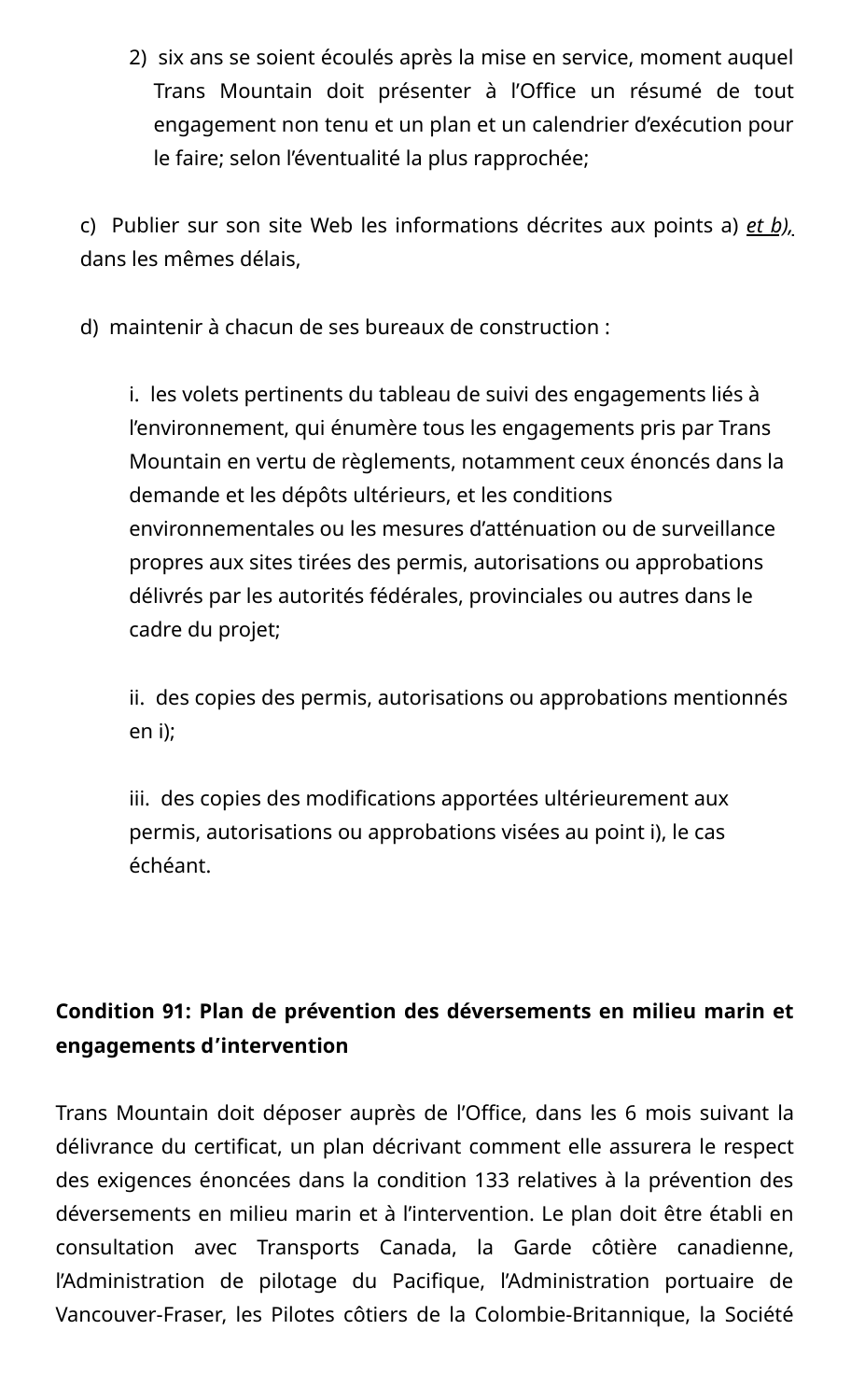2) six ans se soient écoulés après la mise en service, moment auquel Trans Mountain doit présenter à l'Office un résumé de tout engagement non tenu et un plan et un calendrier d'exécution pour le faire; selon l'éventualité la plus rapprochée;

c) Publier sur son site Web les informations décrites aux points a) *et b),* dans les mêmes délais,

d) maintenir à chacun de ses bureaux de construction :

i. les volets pertinents du tableau de suivi des engagements liés à l'environnement, qui énumère tous les engagements pris par Trans Mountain en vertu de règlements, notamment ceux énoncés dans la demande et les dépôts ultérieurs, et les conditions environnementales ou les mesures d'atténuation ou de surveillance propres aux sites tirées des permis, autorisations ou approbations délivrés par les autorités fédérales, provinciales ou autres dans le cadre du projet;

ii. des copies des permis, autorisations ou approbations mentionnés en i);

iii. des copies des modifications apportées ultérieurement aux permis, autorisations ou approbations visées au point i), le cas échéant.

**Condition 91: Plan de prévention des déversements en milieu marin et engagements d'intervention**

Trans Mountain doit déposer auprès de l'Office, dans les 6 mois suivant la délivrance du certificat, un plan décrivant comment elle assurera le respect des exigences énoncées dans la condition 133 relatives à la prévention des déversements en milieu marin et à l'intervention. Le plan doit être établi en consultation avec Transports Canada, la Garde côtière canadienne, l'Administration de pilotage du Pacifique, l'Administration portuaire de Vancouver-Fraser, les Pilotes côtiers de la Colombie-Britannique, la Société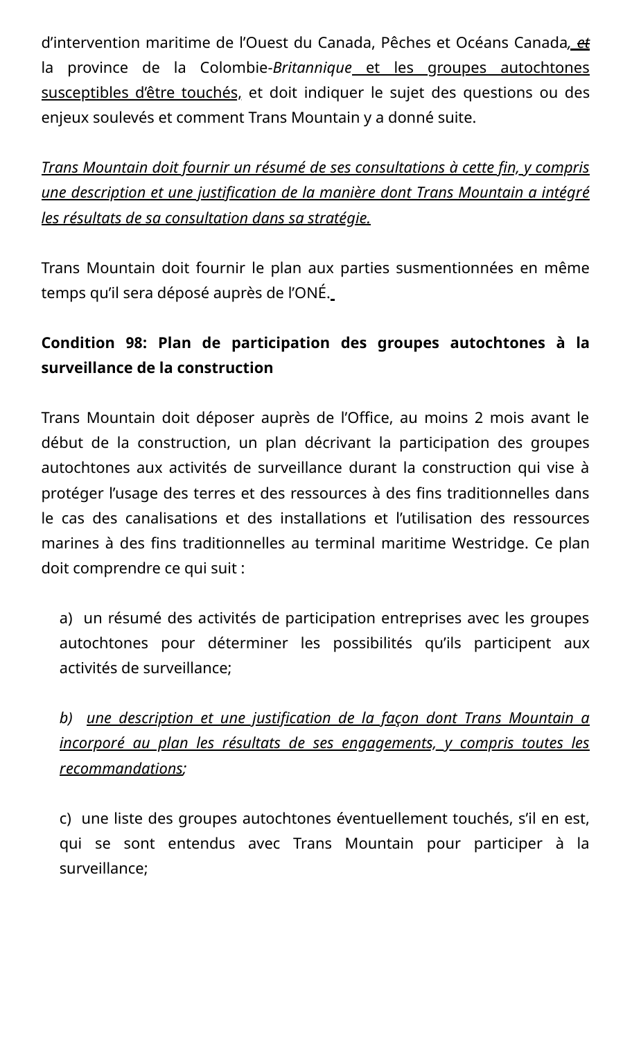d'intervention maritime de l'Ouest du Canada, Pêches et Océans Canada, ~~et~~ la province de la Colombie-*Britannique* et les groupes autochtones susceptibles d'être touchés, et doit indiquer le sujet des questions ou des enjeux soulevés et comment Trans Mountain y a donné suite.

*Trans Mountain doit fournir un résumé de ses consultations à cette fin, y compris une description et une justification de la manière dont Trans Mountain a intégré les résultats de sa consultation dans sa stratégie.*

Trans Mountain doit fournir le plan aux parties susmentionnées en même temps qu'il sera déposé auprès de l'ONÉ.

**Condition 98: Plan de participation des groupes autochtones à la surveillance de la construction**

Trans Mountain doit déposer auprès de l'Office, au moins 2 mois avant le début de la construction, un plan décrivant la participation des groupes autochtones aux activités de surveillance durant la construction qui vise à protéger l'usage des terres et des ressources à des fins traditionnelles dans le cas des canalisations et des installations et l'utilisation des ressources marines à des fins traditionnelles au terminal maritime Westridge. Ce plan doit comprendre ce qui suit :

a) un résumé des activités de participation entreprises avec les groupes autochtones pour déterminer les possibilités qu'ils participent aux activités de surveillance;

*b) une description et une justification de la façon dont Trans Mountain a incorporé au plan les résultats de ses engagements, y compris toutes les recommandations;*

c) une liste des groupes autochtones éventuellement touchés, s'il en est, qui se sont entendus avec Trans Mountain pour participer à la surveillance;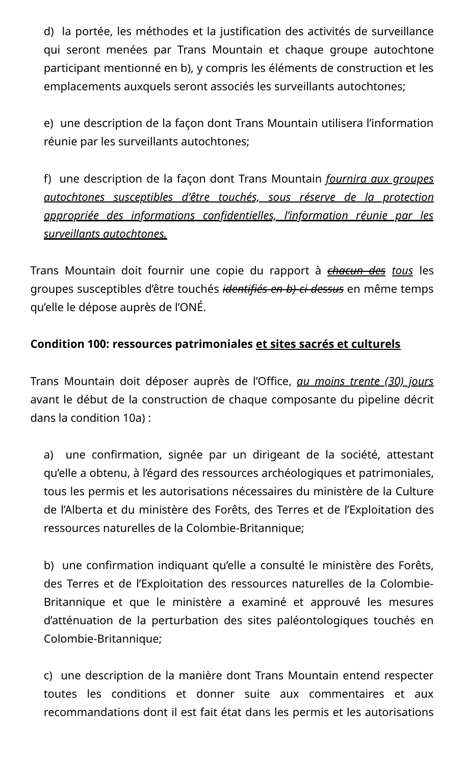d) la portée, les méthodes et la justification des activités de surveillance qui seront menées par Trans Mountain et chaque groupe autochtone participant mentionné en b), y compris les éléments de construction et les emplacements auxquels seront associés les surveillants autochtones;

e) une description de la façon dont Trans Mountain utilisera l'information réunie par les surveillants autochtones;

f) une description de la façon dont Trans Mountain <u>*fournira aux groupes autochtones susceptibles d'être touchés, sous réserve de la protection appropriée des informations confidentielles, l'information réunie par les surveillants autochtones.*</u>

Trans Mountain doit fournir une copie du rapport à ~~*chacun des*~~ <u>*tous*</u> les groupes susceptibles d'être touchés ~~*identifiés en b) ci-dessus*~~ en même temps qu'elle le dépose auprès de l'ONÉ.

**Condition 100: ressources patrimoniales <u>et sites sacrés et culturels</u>**

Trans Mountain doit déposer auprès de l'Office, <u>*au moins trente (30) jours*</u> avant le début de la construction de chaque composante du pipeline décrit dans la condition 10a) :

a) une confirmation, signée par un dirigeant de la société, attestant qu'elle a obtenu, à l'égard des ressources archéologiques et patrimoniales, tous les permis et les autorisations nécessaires du ministère de la Culture de l'Alberta et du ministère des Forêts, des Terres et de l'Exploitation des ressources naturelles de la Colombie-Britannique;

b) une confirmation indiquant qu'elle a consulté le ministère des Forêts, des Terres et de l'Exploitation des ressources naturelles de la Colombie-Britannique et que le ministère a examiné et approuvé les mesures d'atténuation de la perturbation des sites paléontologiques touchés en Colombie-Britannique;

c) une description de la manière dont Trans Mountain entend respecter toutes les conditions et donner suite aux commentaires et aux recommandations dont il est fait état dans les permis et les autorisations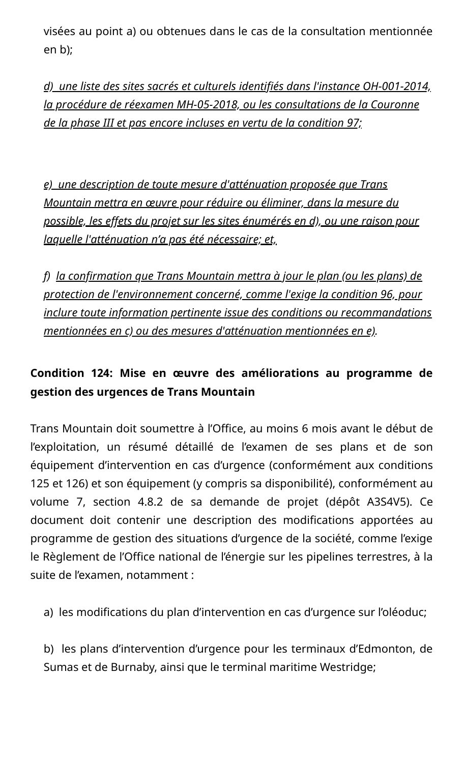visées au point a) ou obtenues dans le cas de la consultation mentionnée en b);

*d) une liste des sites sacrés et culturels identifiés dans l'instance OH-001-2014, la procédure de réexamen MH-05-2018, ou les consultations de la Couronne de la phase III et pas encore incluses en vertu de la condition 97;*

*e) une description de toute mesure d'atténuation proposée que Trans Mountain mettra en œuvre pour réduire ou éliminer, dans la mesure du possible, les effets du projet sur les sites énumérés en d), ou une raison pour laquelle l'atténuation n'a pas été nécessaire; et,*

*f) la confirmation que Trans Mountain mettra à jour le plan (ou les plans) de protection de l'environnement concerné, comme l'exige la condition 96, pour inclure toute information pertinente issue des conditions ou recommandations mentionnées en c) ou des mesures d'atténuation mentionnées en e).*

**Condition 124: Mise en œuvre des améliorations au programme de gestion des urgences de Trans Mountain**

Trans Mountain doit soumettre à l'Office, au moins 6 mois avant le début de l'exploitation, un résumé détaillé de l'examen de ses plans et de son équipement d'intervention en cas d'urgence (conformément aux conditions 125 et 126) et son équipement (y compris sa disponibilité), conformément au volume 7, section 4.8.2 de sa demande de projet (dépôt A3S4V5). Ce document doit contenir une description des modifications apportées au programme de gestion des situations d'urgence de la société, comme l'exige le Règlement de l'Office national de l'énergie sur les pipelines terrestres, à la suite de l'examen, notamment :

a) les modifications du plan d'intervention en cas d'urgence sur l'oléoduc;

b) les plans d'intervention d'urgence pour les terminaux d'Edmonton, de Sumas et de Burnaby, ainsi que le terminal maritime Westridge;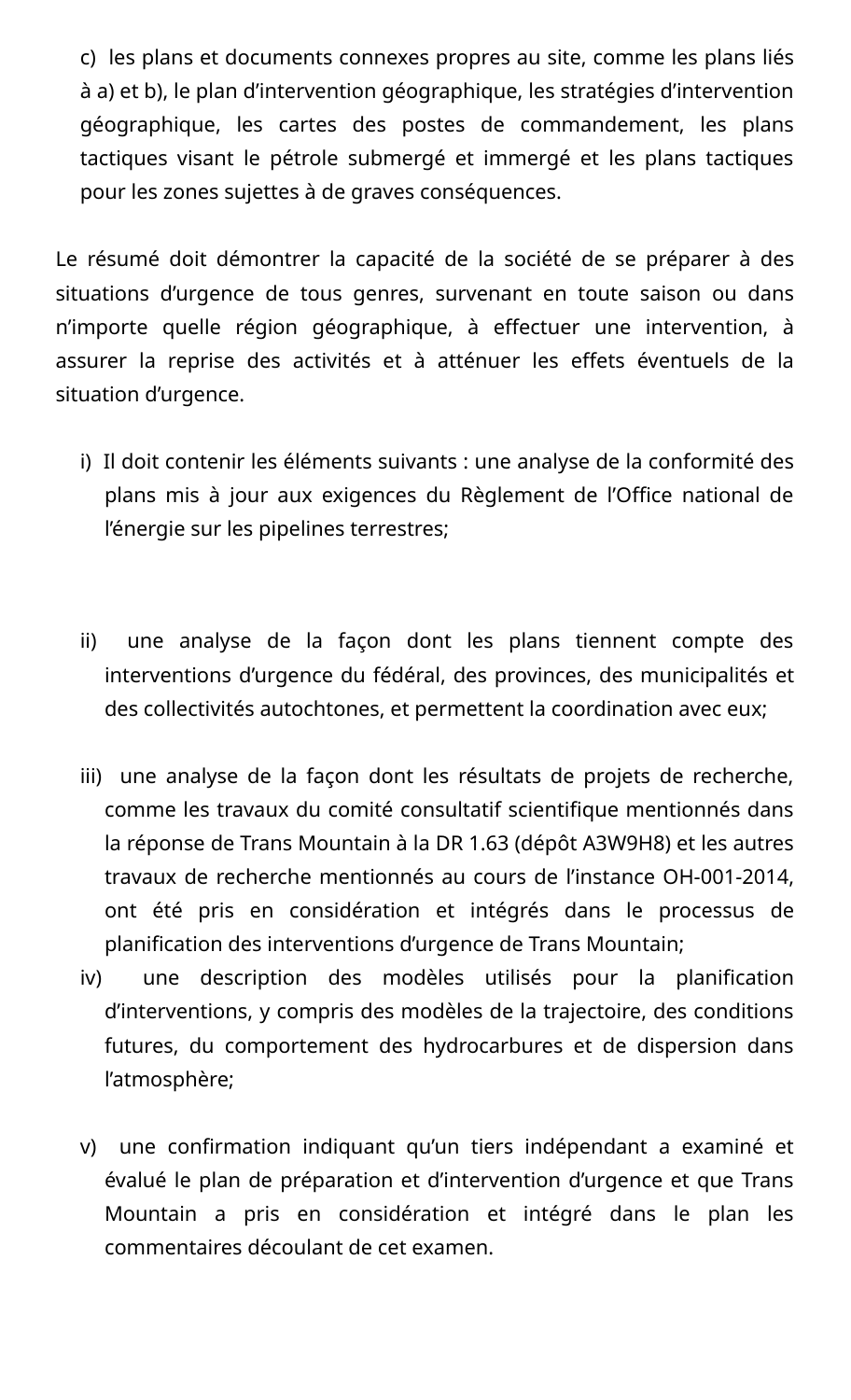c) les plans et documents connexes propres au site, comme les plans liés à a) et b), le plan d'intervention géographique, les stratégies d'intervention géographique, les cartes des postes de commandement, les plans tactiques visant le pétrole submergé et immergé et les plans tactiques pour les zones sujettes à de graves conséquences.

Le résumé doit démontrer la capacité de la société de se préparer à des situations d'urgence de tous genres, survenant en toute saison ou dans n'importe quelle région géographique, à effectuer une intervention, à assurer la reprise des activités et à atténuer les effets éventuels de la situation d'urgence.

i) Il doit contenir les éléments suivants : une analyse de la conformité des plans mis à jour aux exigences du Règlement de l'Office national de l'énergie sur les pipelines terrestres;

ii) une analyse de la façon dont les plans tiennent compte des interventions d'urgence du fédéral, des provinces, des municipalités et des collectivités autochtones, et permettent la coordination avec eux;

iii) une analyse de la façon dont les résultats de projets de recherche, comme les travaux du comité consultatif scientifique mentionnés dans la réponse de Trans Mountain à la DR 1.63 (dépôt A3W9H8) et les autres travaux de recherche mentionnés au cours de l'instance OH-001-2014, ont été pris en considération et intégrés dans le processus de planification des interventions d'urgence de Trans Mountain;

iv) une description des modèles utilisés pour la planification d'interventions, y compris des modèles de la trajectoire, des conditions futures, du comportement des hydrocarbures et de dispersion dans l'atmosphère;

v) une confirmation indiquant qu'un tiers indépendant a examiné et évalué le plan de préparation et d'intervention d'urgence et que Trans Mountain a pris en considération et intégré dans le plan les commentaires découlant de cet examen.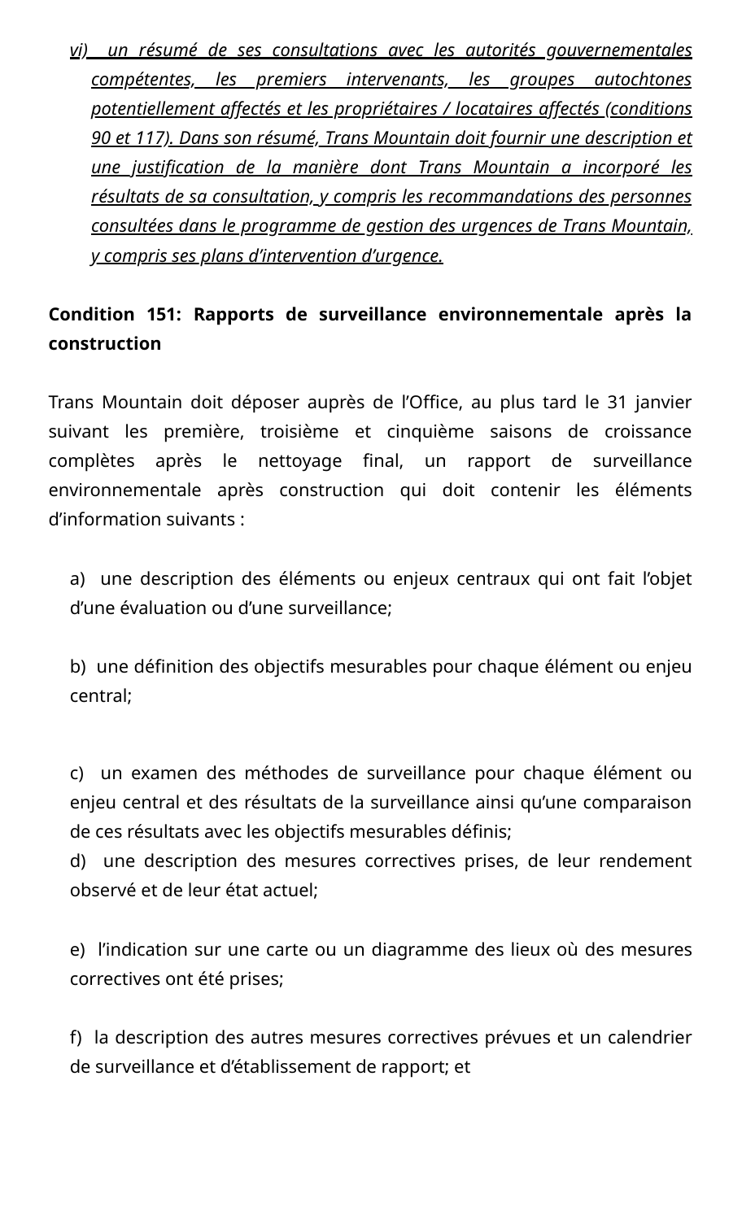vi) un résumé de ses consultations avec les autorités gouvernementales compétentes, les premiers intervenants, les groupes autochtones potentiellement affectés et les propriétaires / locataires affectés (conditions 90 et 117). Dans son résumé, Trans Mountain doit fournir une description et une justification de la manière dont Trans Mountain a incorporé les résultats de sa consultation, y compris les recommandations des personnes consultées dans le programme de gestion des urgences de Trans Mountain, y compris ses plans d'intervention d'urgence.

**Condition 151: Rapports de surveillance environnementale après la construction**

Trans Mountain doit déposer auprès de l'Office, au plus tard le 31 janvier suivant les première, troisième et cinquième saisons de croissance complètes après le nettoyage final, un rapport de surveillance environnementale après construction qui doit contenir les éléments d'information suivants :

a) une description des éléments ou enjeux centraux qui ont fait l'objet d'une évaluation ou d'une surveillance;

b) une définition des objectifs mesurables pour chaque élément ou enjeu central;

c) un examen des méthodes de surveillance pour chaque élément ou enjeu central et des résultats de la surveillance ainsi qu'une comparaison de ces résultats avec les objectifs mesurables définis;

d) une description des mesures correctives prises, de leur rendement observé et de leur état actuel;

e) l'indication sur une carte ou un diagramme des lieux où des mesures correctives ont été prises;

f) la description des autres mesures correctives prévues et un calendrier de surveillance et d'établissement de rapport; et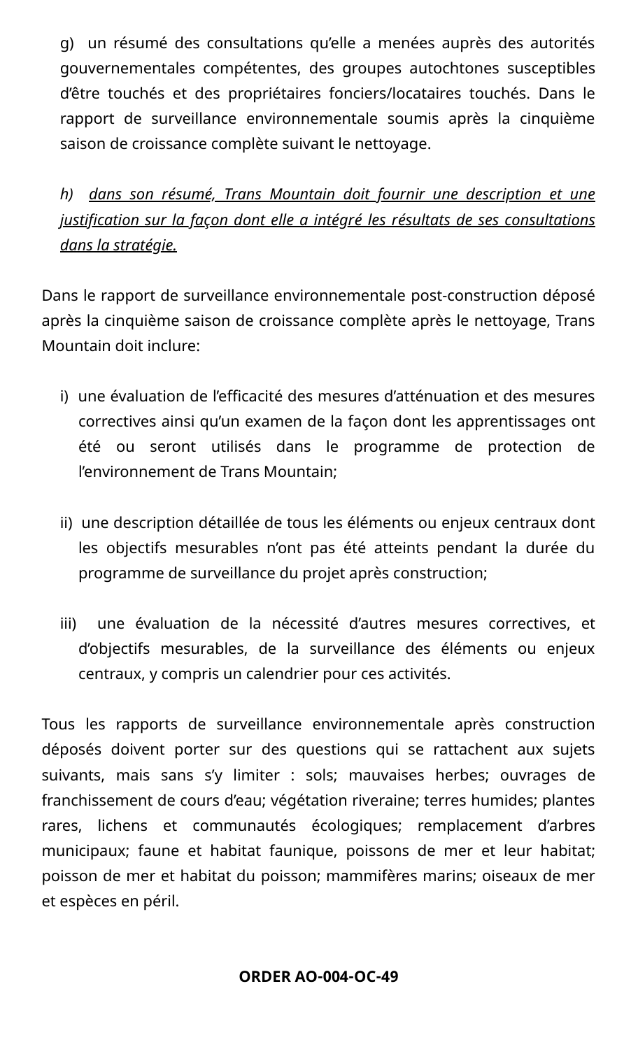g) un résumé des consultations qu'elle a menées auprès des autorités gouvernementales compétentes, des groupes autochtones susceptibles d'être touchés et des propriétaires fonciers/locataires touchés. Dans le rapport de surveillance environnementale soumis après la cinquième saison de croissance complète suivant le nettoyage.

*h) <u>dans son résumé, Trans Mountain doit fournir une description et une justification sur la façon dont elle a intégré les résultats de ses consultations dans la stratégie.</u>*

Dans le rapport de surveillance environnementale post-construction déposé après la cinquième saison de croissance complète après le nettoyage, Trans Mountain doit inclure:

i) une évaluation de l'efficacité des mesures d'atténuation et des mesures correctives ainsi qu'un examen de la façon dont les apprentissages ont été ou seront utilisés dans le programme de protection de l'environnement de Trans Mountain;

ii) une description détaillée de tous les éléments ou enjeux centraux dont les objectifs mesurables n'ont pas été atteints pendant la durée du programme de surveillance du projet après construction;

iii) une évaluation de la nécessité d'autres mesures correctives, et d'objectifs mesurables, de la surveillance des éléments ou enjeux centraux, y compris un calendrier pour ces activités.

Tous les rapports de surveillance environnementale après construction déposés doivent porter sur des questions qui se rattachent aux sujets suivants, mais sans s'y limiter : sols; mauvaises herbes; ouvrages de franchissement de cours d'eau; végétation riveraine; terres humides; plantes rares, lichens et communautés écologiques; remplacement d'arbres municipaux; faune et habitat faunique, poissons de mer et leur habitat; poisson de mer et habitat du poisson; mammifères marins; oiseaux de mer et espèces en péril.

**ORDER AO-004-OC-49**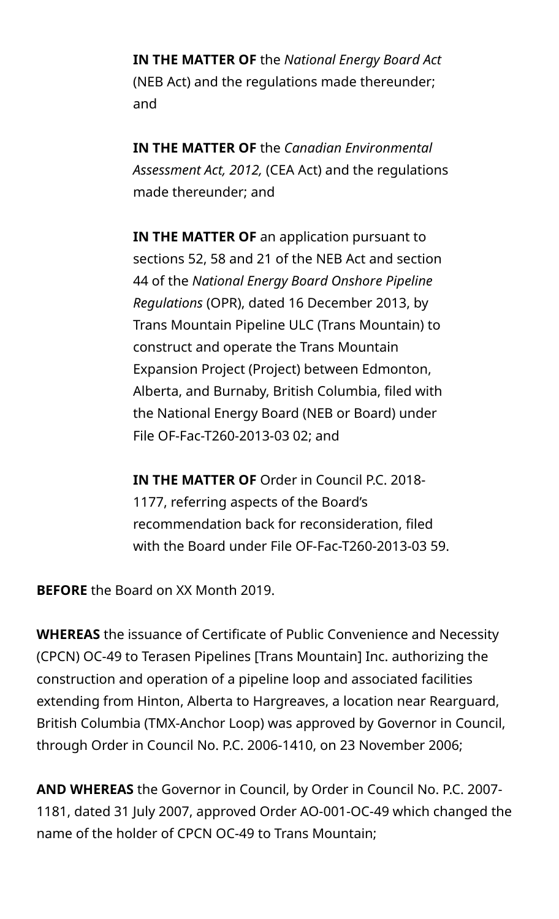**IN THE MATTER OF** the *National Energy Board Act* (NEB Act) and the regulations made thereunder; and

**IN THE MATTER OF** the *Canadian Environmental Assessment Act, 2012,* (CEA Act) and the regulations made thereunder; and

**IN THE MATTER OF** an application pursuant to sections 52, 58 and 21 of the NEB Act and section 44 of the *National Energy Board Onshore Pipeline Regulations* (OPR), dated 16 December 2013, by Trans Mountain Pipeline ULC (Trans Mountain) to construct and operate the Trans Mountain Expansion Project (Project) between Edmonton, Alberta, and Burnaby, British Columbia, filed with the National Energy Board (NEB or Board) under File OF-Fac-T260-2013-03 02; and

**IN THE MATTER OF** Order in Council P.C. 2018-1177, referring aspects of the Board's recommendation back for reconsideration, filed with the Board under File OF-Fac-T260-2013-03 59.

**BEFORE** the Board on XX Month 2019.

**WHEREAS** the issuance of Certificate of Public Convenience and Necessity (CPCN) OC-49 to Terasen Pipelines [Trans Mountain] Inc. authorizing the construction and operation of a pipeline loop and associated facilities extending from Hinton, Alberta to Hargreaves, a location near Rearguard, British Columbia (TMX-Anchor Loop) was approved by Governor in Council, through Order in Council No. P.C. 2006-1410, on 23 November 2006;

**AND WHEREAS** the Governor in Council, by Order in Council No. P.C. 2007-1181, dated 31 July 2007, approved Order AO-001-OC-49 which changed the name of the holder of CPCN OC-49 to Trans Mountain;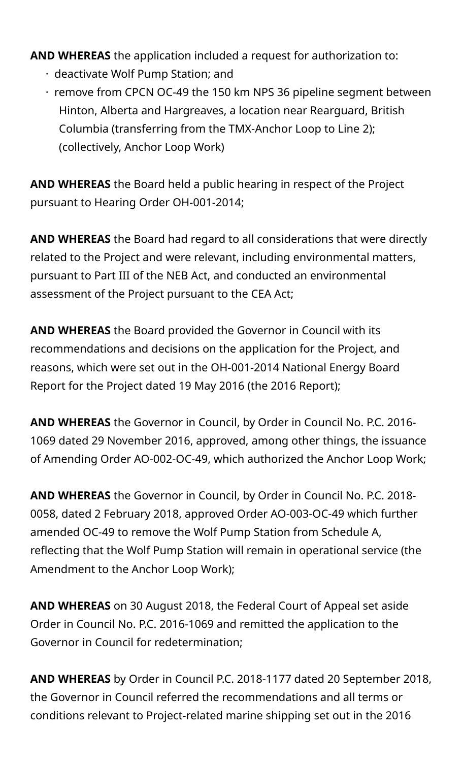**AND WHEREAS** the application included a request for authorization to:

- deactivate Wolf Pump Station; and
- remove from CPCN OC-49 the 150 km NPS 36 pipeline segment between Hinton, Alberta and Hargreaves, a location near Rearguard, British Columbia (transferring from the TMX-Anchor Loop to Line 2); (collectively, Anchor Loop Work)

**AND WHEREAS** the Board held a public hearing in respect of the Project pursuant to Hearing Order OH-001-2014;

**AND WHEREAS** the Board had regard to all considerations that were directly related to the Project and were relevant, including environmental matters, pursuant to Part III of the NEB Act, and conducted an environmental assessment of the Project pursuant to the CEA Act;

**AND WHEREAS** the Board provided the Governor in Council with its recommendations and decisions on the application for the Project, and reasons, which were set out in the OH-001-2014 National Energy Board Report for the Project dated 19 May 2016 (the 2016 Report);

**AND WHEREAS** the Governor in Council, by Order in Council No. P.C. 2016-1069 dated 29 November 2016, approved, among other things, the issuance of Amending Order AO-002-OC-49, which authorized the Anchor Loop Work;

**AND WHEREAS** the Governor in Council, by Order in Council No. P.C. 2018-0058, dated 2 February 2018, approved Order AO-003-OC-49 which further amended OC-49 to remove the Wolf Pump Station from Schedule A, reflecting that the Wolf Pump Station will remain in operational service (the Amendment to the Anchor Loop Work);

**AND WHEREAS** on 30 August 2018, the Federal Court of Appeal set aside Order in Council No. P.C. 2016-1069 and remitted the application to the Governor in Council for redetermination;

**AND WHEREAS** by Order in Council P.C. 2018-1177 dated 20 September 2018, the Governor in Council referred the recommendations and all terms or conditions relevant to Project-related marine shipping set out in the 2016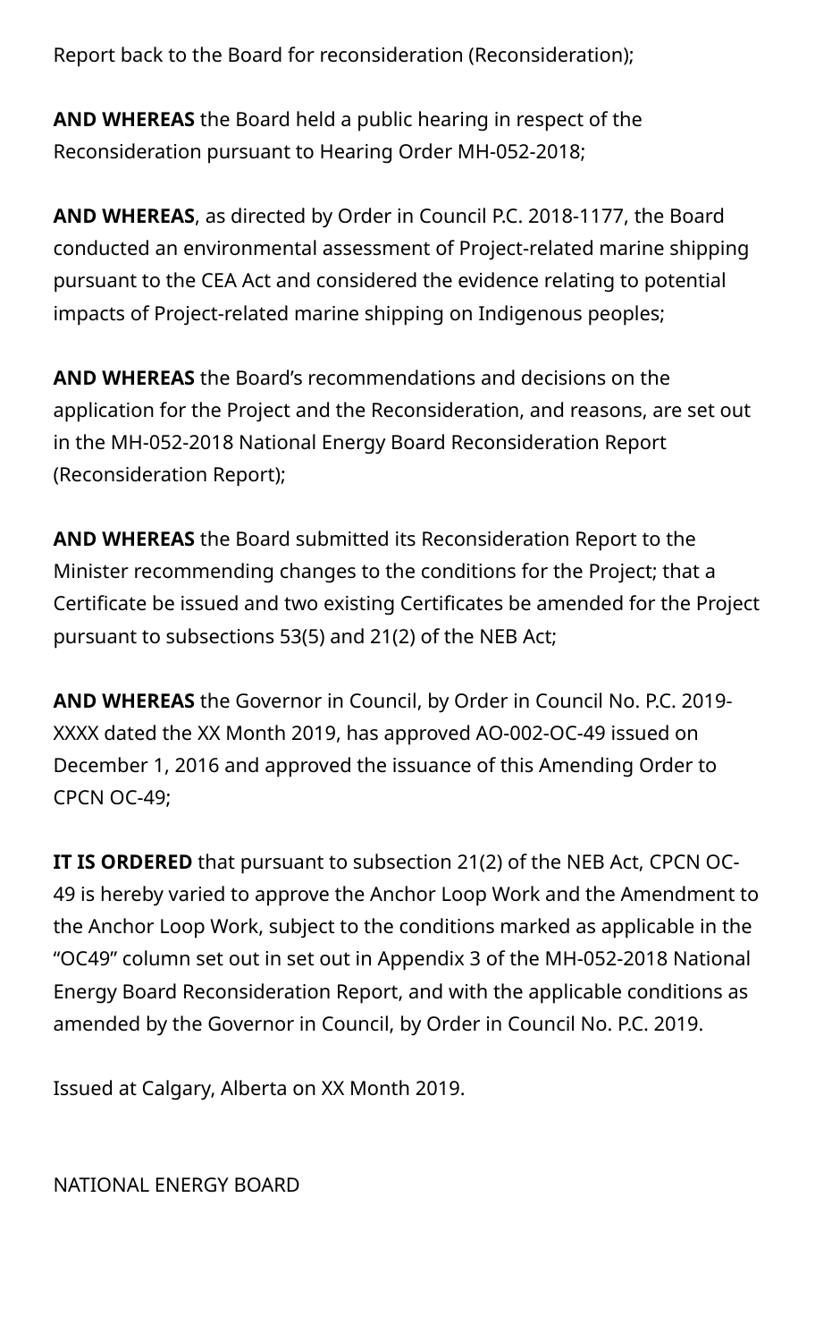Report back to the Board for reconsideration (Reconsideration);

**AND WHEREAS** the Board held a public hearing in respect of the Reconsideration pursuant to Hearing Order MH-052-2018;

**AND WHEREAS**, as directed by Order in Council P.C. 2018-1177, the Board conducted an environmental assessment of Project-related marine shipping pursuant to the CEA Act and considered the evidence relating to potential impacts of Project-related marine shipping on Indigenous peoples;

**AND WHEREAS** the Board's recommendations and decisions on the application for the Project and the Reconsideration, and reasons, are set out in the MH-052-2018 National Energy Board Reconsideration Report (Reconsideration Report);

**AND WHEREAS** the Board submitted its Reconsideration Report to the Minister recommending changes to the conditions for the Project; that a Certificate be issued and two existing Certificates be amended for the Project pursuant to subsections 53(5) and 21(2) of the NEB Act;

**AND WHEREAS** the Governor in Council, by Order in Council No. P.C. 2019-XXXX dated the XX Month 2019, has approved AO-002-OC-49 issued on December 1, 2016 and approved the issuance of this Amending Order to CPCN OC-49;

**IT IS ORDERED** that pursuant to subsection 21(2) of the NEB Act, CPCN OC-49 is hereby varied to approve the Anchor Loop Work and the Amendment to the Anchor Loop Work, subject to the conditions marked as applicable in the "OC49" column set out in set out in Appendix 3 of the MH-052-2018 National Energy Board Reconsideration Report, and with the applicable conditions as amended by the Governor in Council, by Order in Council No. P.C. 2019.

Issued at Calgary, Alberta on XX Month 2019.

NATIONAL ENERGY BOARD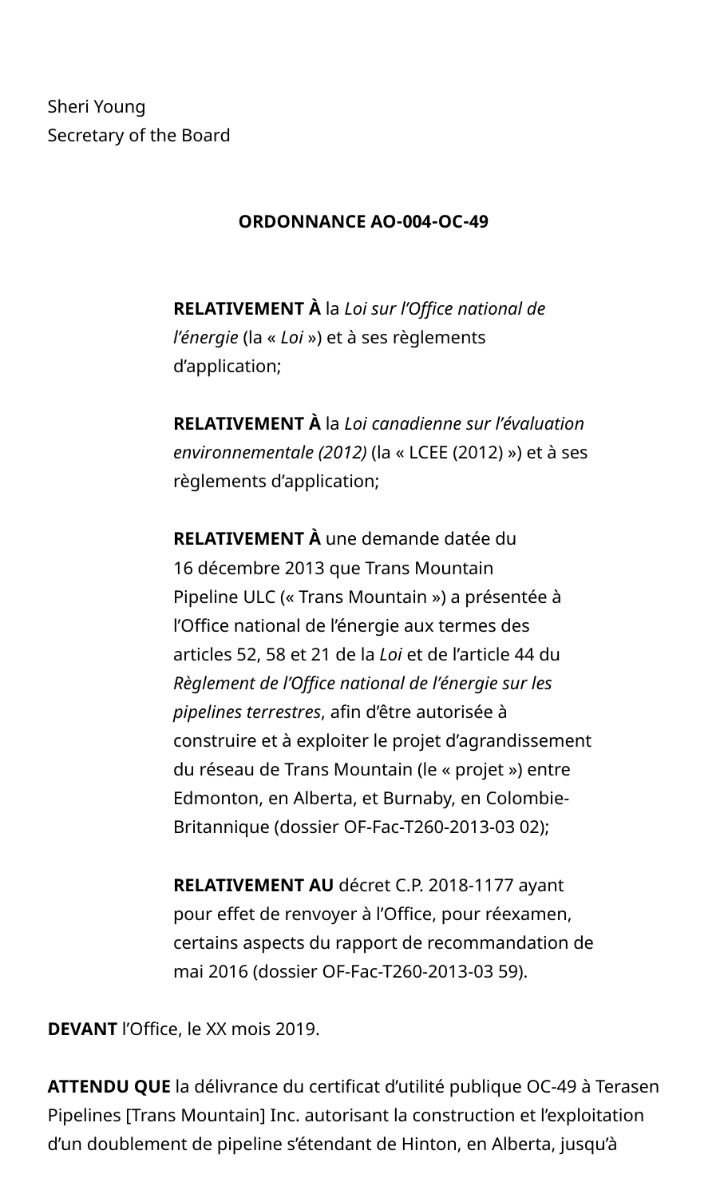Sheri Young
Secretary of the Board

**ORDONNANCE AO-004-OC-49**

**RELATIVEMENT À** la *Loi sur l'Office national de l'énergie* (la « *Loi* ») et à ses règlements d'application;

**RELATIVEMENT À** la *Loi canadienne sur l'évaluation environnementale (2012)* (la « LCEE (2012) ») et à ses règlements d'application;

**RELATIVEMENT À** une demande datée du 16 décembre 2013 que Trans Mountain Pipeline ULC (« Trans Mountain ») a présentée à l'Office national de l'énergie aux termes des articles 52, 58 et 21 de la *Loi* et de l'article 44 du *Règlement de l'Office national de l'énergie sur les pipelines terrestres*, afin d'être autorisée à construire et à exploiter le projet d'agrandissement du réseau de Trans Mountain (le « projet ») entre Edmonton, en Alberta, et Burnaby, en Colombie-Britannique (dossier OF-Fac-T260-2013-03 02);

**RELATIVEMENT AU** décret C.P. 2018-1177 ayant pour effet de renvoyer à l'Office, pour réexamen, certains aspects du rapport de recommandation de mai 2016 (dossier OF-Fac-T260-2013-03 59).

**DEVANT** l'Office, le XX mois 2019.

**ATTENDU QUE** la délivrance du certificat d'utilité publique OC-49 à Terasen Pipelines [Trans Mountain] Inc. autorisant la construction et l'exploitation d'un doublement de pipeline s'étendant de Hinton, en Alberta, jusqu'à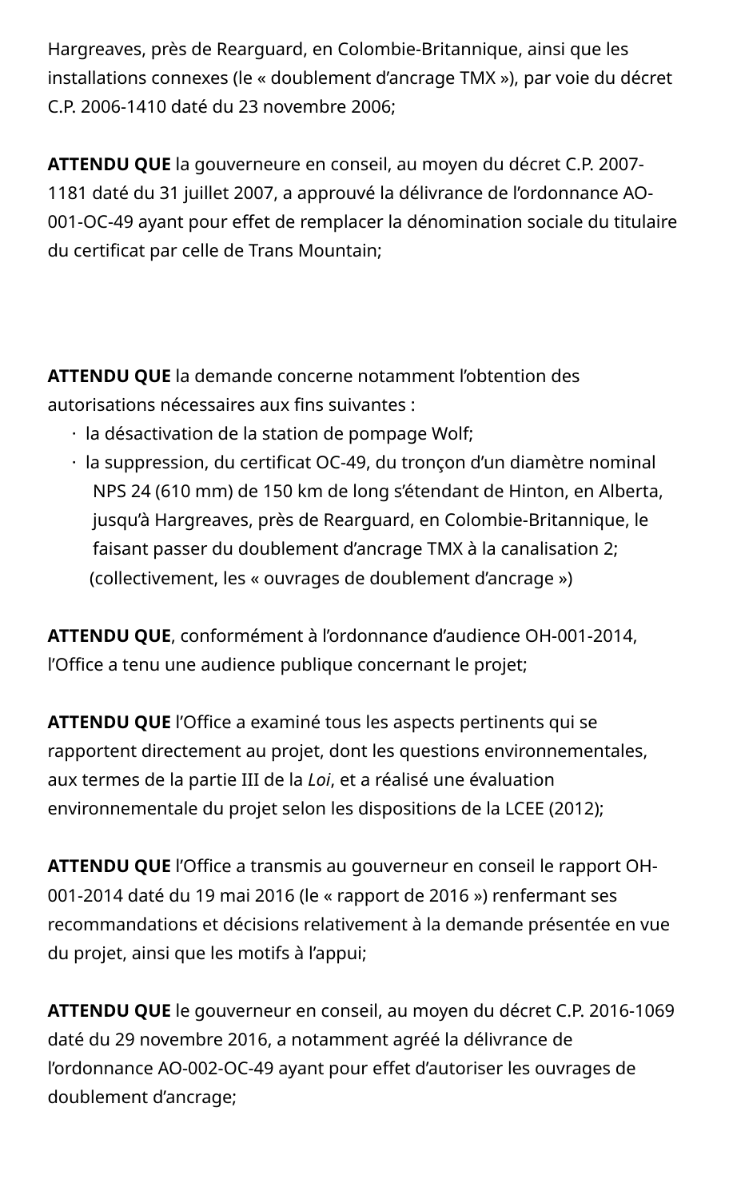Hargreaves, près de Rearguard, en Colombie-Britannique, ainsi que les installations connexes (le « doublement d'ancrage TMX »), par voie du décret C.P. 2006-1410 daté du 23 novembre 2006;

**ATTENDU QUE** la gouverneure en conseil, au moyen du décret C.P. 2007-1181 daté du 31 juillet 2007, a approuvé la délivrance de l'ordonnance AO-001-OC-49 ayant pour effet de remplacer la dénomination sociale du titulaire du certificat par celle de Trans Mountain;

**ATTENDU QUE** la demande concerne notamment l'obtention des autorisations nécessaires aux fins suivantes :

- la désactivation de la station de pompage Wolf;
- la suppression, du certificat OC-49, du tronçon d'un diamètre nominal NPS 24 (610 mm) de 150 km de long s'étendant de Hinton, en Alberta, jusqu'à Hargreaves, près de Rearguard, en Colombie-Britannique, le faisant passer du doublement d'ancrage TMX à la canalisation 2;

(collectivement, les « ouvrages de doublement d'ancrage »)

**ATTENDU QUE**, conformément à l'ordonnance d'audience OH-001-2014, l'Office a tenu une audience publique concernant le projet;

**ATTENDU QUE** l'Office a examiné tous les aspects pertinents qui se rapportent directement au projet, dont les questions environnementales, aux termes de la partie III de la *Loi*, et a réalisé une évaluation environnementale du projet selon les dispositions de la LCEE (2012);

**ATTENDU QUE** l'Office a transmis au gouverneur en conseil le rapport OH-001-2014 daté du 19 mai 2016 (le « rapport de 2016 ») renfermant ses recommandations et décisions relativement à la demande présentée en vue du projet, ainsi que les motifs à l'appui;

**ATTENDU QUE** le gouverneur en conseil, au moyen du décret C.P. 2016-1069 daté du 29 novembre 2016, a notamment agréé la délivrance de l'ordonnance AO-002-OC-49 ayant pour effet d'autoriser les ouvrages de doublement d'ancrage;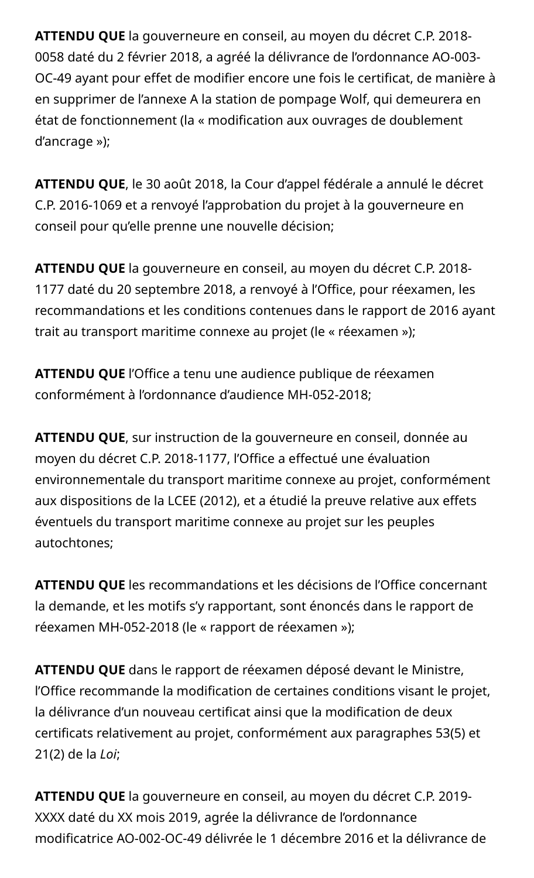**ATTENDU QUE** la gouverneure en conseil, au moyen du décret C.P. 2018-0058 daté du 2 février 2018, a agréé la délivrance de l'ordonnance AO-003-OC-49 ayant pour effet de modifier encore une fois le certificat, de manière à en supprimer de l'annexe A la station de pompage Wolf, qui demeurera en état de fonctionnement (la « modification aux ouvrages de doublement d'ancrage »);

**ATTENDU QUE**, le 30 août 2018, la Cour d'appel fédérale a annulé le décret C.P. 2016-1069 et a renvoyé l'approbation du projet à la gouverneure en conseil pour qu'elle prenne une nouvelle décision;

**ATTENDU QUE** la gouverneure en conseil, au moyen du décret C.P. 2018-1177 daté du 20 septembre 2018, a renvoyé à l'Office, pour réexamen, les recommandations et les conditions contenues dans le rapport de 2016 ayant trait au transport maritime connexe au projet (le « réexamen »);

**ATTENDU QUE** l'Office a tenu une audience publique de réexamen conformément à l'ordonnance d'audience MH-052-2018;

**ATTENDU QUE**, sur instruction de la gouverneure en conseil, donnée au moyen du décret C.P. 2018-1177, l'Office a effectué une évaluation environnementale du transport maritime connexe au projet, conformément aux dispositions de la LCEE (2012), et a étudié la preuve relative aux effets éventuels du transport maritime connexe au projet sur les peuples autochtones;

**ATTENDU QUE** les recommandations et les décisions de l'Office concernant la demande, et les motifs s'y rapportant, sont énoncés dans le rapport de réexamen MH-052-2018 (le « rapport de réexamen »);

**ATTENDU QUE** dans le rapport de réexamen déposé devant le Ministre, l'Office recommande la modification de certaines conditions visant le projet, la délivrance d'un nouveau certificat ainsi que la modification de deux certificats relativement au projet, conformément aux paragraphes 53(5) et 21(2) de la *Loi*;

**ATTENDU QUE** la gouverneure en conseil, au moyen du décret C.P. 2019-XXXX daté du XX mois 2019, agrée la délivrance de l'ordonnance modificatrice AO-002-OC-49 délivrée le 1 décembre 2016 et la délivrance de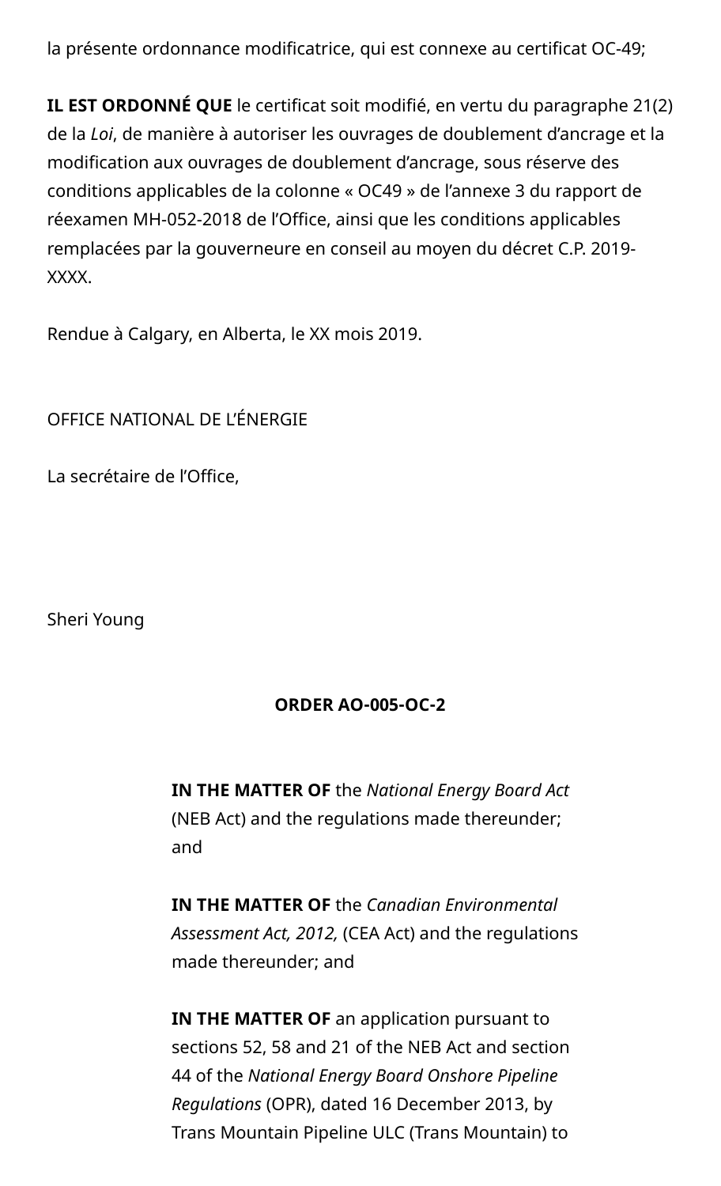la présente ordonnance modificatrice, qui est connexe au certificat OC-49;

**IL EST ORDONNÉ QUE** le certificat soit modifié, en vertu du paragraphe 21(2) de la *Loi*, de manière à autoriser les ouvrages de doublement d'ancrage et la modification aux ouvrages de doublement d'ancrage, sous réserve des conditions applicables de la colonne « OC49 » de l'annexe 3 du rapport de réexamen MH-052-2018 de l'Office, ainsi que les conditions applicables remplacées par la gouverneure en conseil au moyen du décret C.P. 2019-XXXX.

Rendue à Calgary, en Alberta, le XX mois 2019.

OFFICE NATIONAL DE L'ÉNERGIE

La secrétaire de l'Office,

Sheri Young

**ORDER AO-005-OC-2**

**IN THE MATTER OF** the *National Energy Board Act* (NEB Act) and the regulations made thereunder; and

**IN THE MATTER OF** the *Canadian Environmental Assessment Act, 2012,* (CEA Act) and the regulations made thereunder; and

**IN THE MATTER OF** an application pursuant to sections 52, 58 and 21 of the NEB Act and section 44 of the *National Energy Board Onshore Pipeline Regulations* (OPR), dated 16 December 2013, by Trans Mountain Pipeline ULC (Trans Mountain) to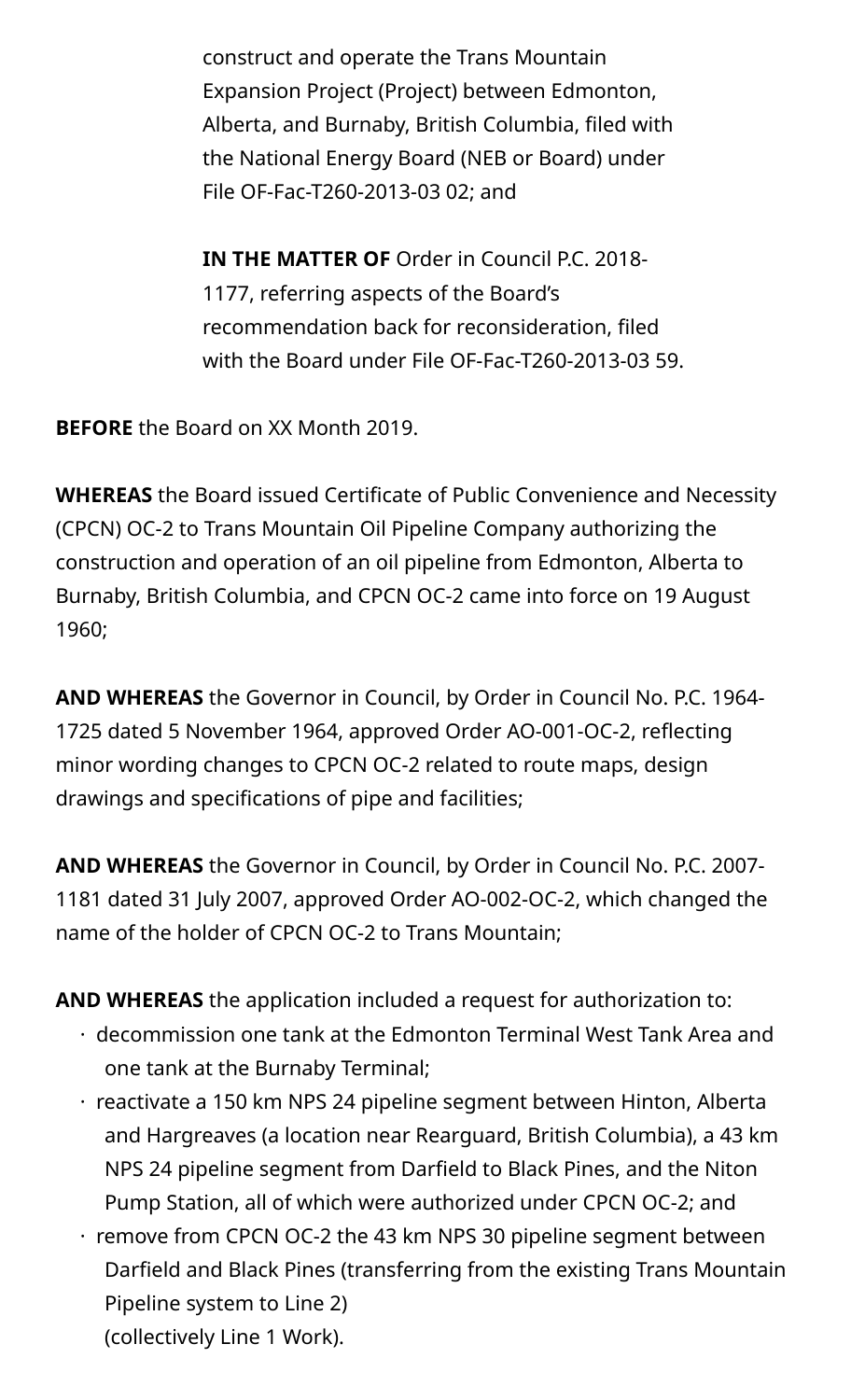construct and operate the Trans Mountain Expansion Project (Project) between Edmonton, Alberta, and Burnaby, British Columbia, filed with the National Energy Board (NEB or Board) under File OF-Fac-T260-2013-03 02; and

**IN THE MATTER OF** Order in Council P.C. 2018-1177, referring aspects of the Board's recommendation back for reconsideration, filed with the Board under File OF-Fac-T260-2013-03 59.

**BEFORE** the Board on XX Month 2019.

**WHEREAS** the Board issued Certificate of Public Convenience and Necessity (CPCN) OC-2 to Trans Mountain Oil Pipeline Company authorizing the construction and operation of an oil pipeline from Edmonton, Alberta to Burnaby, British Columbia, and CPCN OC-2 came into force on 19 August 1960;

**AND WHEREAS** the Governor in Council, by Order in Council No. P.C. 1964-1725 dated 5 November 1964, approved Order AO-001-OC-2, reflecting minor wording changes to CPCN OC-2 related to route maps, design drawings and specifications of pipe and facilities;

**AND WHEREAS** the Governor in Council, by Order in Council No. P.C. 2007-1181 dated 31 July 2007, approved Order AO-002-OC-2, which changed the name of the holder of CPCN OC-2 to Trans Mountain;

**AND WHEREAS** the application included a request for authorization to:

- decommission one tank at the Edmonton Terminal West Tank Area and one tank at the Burnaby Terminal;
- reactivate a 150 km NPS 24 pipeline segment between Hinton, Alberta and Hargreaves (a location near Rearguard, British Columbia), a 43 km NPS 24 pipeline segment from Darfield to Black Pines, and the Niton Pump Station, all of which were authorized under CPCN OC-2; and
- remove from CPCN OC-2 the 43 km NPS 30 pipeline segment between Darfield and Black Pines (transferring from the existing Trans Mountain Pipeline system to Line 2)
  (collectively Line 1 Work).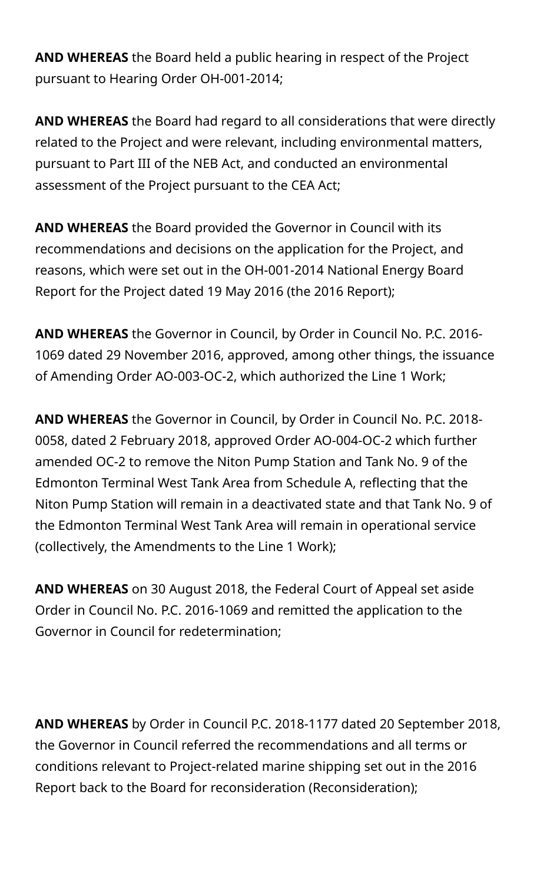**AND WHEREAS** the Board held a public hearing in respect of the Project pursuant to Hearing Order OH-001-2014;

**AND WHEREAS** the Board had regard to all considerations that were directly related to the Project and were relevant, including environmental matters, pursuant to Part III of the NEB Act, and conducted an environmental assessment of the Project pursuant to the CEA Act;

**AND WHEREAS** the Board provided the Governor in Council with its recommendations and decisions on the application for the Project, and reasons, which were set out in the OH-001-2014 National Energy Board Report for the Project dated 19 May 2016 (the 2016 Report);

**AND WHEREAS** the Governor in Council, by Order in Council No. P.C. 2016-1069 dated 29 November 2016, approved, among other things, the issuance of Amending Order AO-003-OC-2, which authorized the Line 1 Work;

**AND WHEREAS** the Governor in Council, by Order in Council No. P.C. 2018-0058, dated 2 February 2018, approved Order AO-004-OC-2 which further amended OC-2 to remove the Niton Pump Station and Tank No. 9 of the Edmonton Terminal West Tank Area from Schedule A, reflecting that the Niton Pump Station will remain in a deactivated state and that Tank No. 9 of the Edmonton Terminal West Tank Area will remain in operational service (collectively, the Amendments to the Line 1 Work);

**AND WHEREAS** on 30 August 2018, the Federal Court of Appeal set aside Order in Council No. P.C. 2016-1069 and remitted the application to the Governor in Council for redetermination;

**AND WHEREAS** by Order in Council P.C. 2018-1177 dated 20 September 2018, the Governor in Council referred the recommendations and all terms or conditions relevant to Project-related marine shipping set out in the 2016 Report back to the Board for reconsideration (Reconsideration);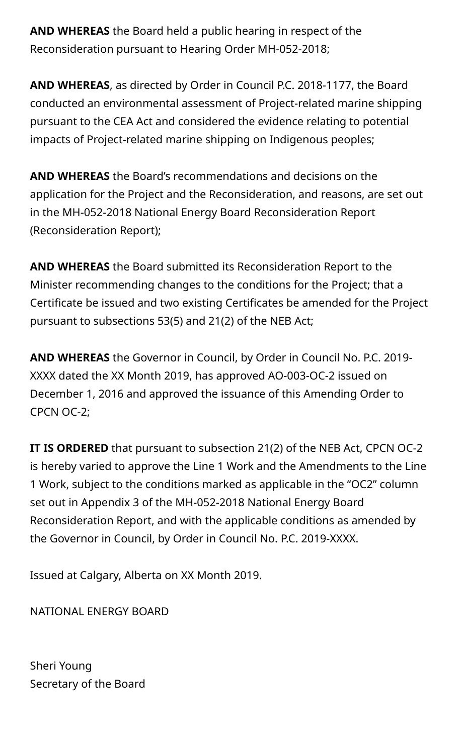**AND WHEREAS** the Board held a public hearing in respect of the Reconsideration pursuant to Hearing Order MH-052-2018;

**AND WHEREAS**, as directed by Order in Council P.C. 2018-1177, the Board conducted an environmental assessment of Project-related marine shipping pursuant to the CEA Act and considered the evidence relating to potential impacts of Project-related marine shipping on Indigenous peoples;

**AND WHEREAS** the Board's recommendations and decisions on the application for the Project and the Reconsideration, and reasons, are set out in the MH-052-2018 National Energy Board Reconsideration Report (Reconsideration Report);

**AND WHEREAS** the Board submitted its Reconsideration Report to the Minister recommending changes to the conditions for the Project; that a Certificate be issued and two existing Certificates be amended for the Project pursuant to subsections 53(5) and 21(2) of the NEB Act;

**AND WHEREAS** the Governor in Council, by Order in Council No. P.C. 2019-XXXX dated the XX Month 2019, has approved AO-003-OC-2 issued on December 1, 2016 and approved the issuance of this Amending Order to CPCN OC-2;

**IT IS ORDERED** that pursuant to subsection 21(2) of the NEB Act, CPCN OC-2 is hereby varied to approve the Line 1 Work and the Amendments to the Line 1 Work, subject to the conditions marked as applicable in the "OC2" column set out in Appendix 3 of the MH-052-2018 National Energy Board Reconsideration Report, and with the applicable conditions as amended by the Governor in Council, by Order in Council No. P.C. 2019-XXXX.

Issued at Calgary, Alberta on XX Month 2019.

NATIONAL ENERGY BOARD

Sheri Young
Secretary of the Board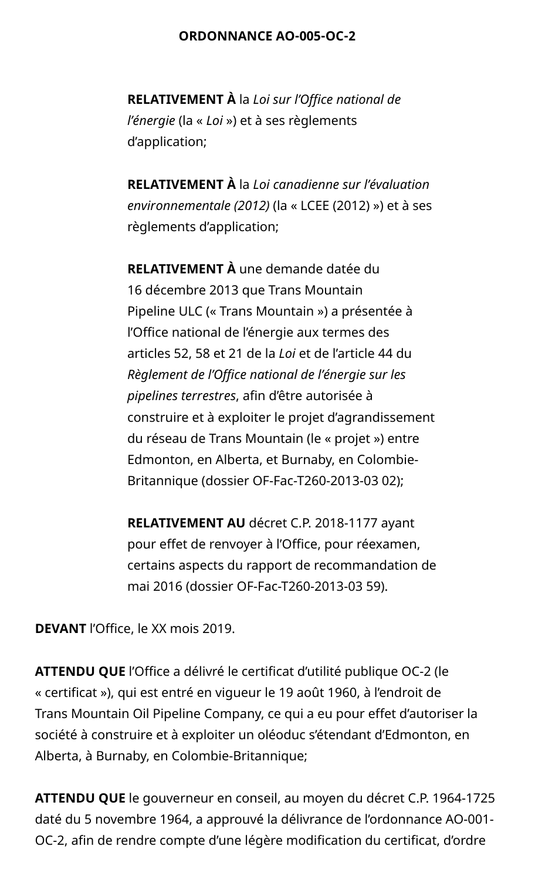**ORDONNANCE AO-005-OC-2**

**RELATIVEMENT À** la *Loi sur l'Office national de l'énergie* (la « *Loi* ») et à ses règlements d'application;

**RELATIVEMENT À** la *Loi canadienne sur l'évaluation environnementale (2012)* (la « LCEE (2012) ») et à ses règlements d'application;

**RELATIVEMENT À** une demande datée du 16 décembre 2013 que Trans Mountain Pipeline ULC (« Trans Mountain ») a présentée à l'Office national de l'énergie aux termes des articles 52, 58 et 21 de la *Loi* et de l'article 44 du *Règlement de l'Office national de l'énergie sur les pipelines terrestres*, afin d'être autorisée à construire et à exploiter le projet d'agrandissement du réseau de Trans Mountain (le « projet ») entre Edmonton, en Alberta, et Burnaby, en Colombie-Britannique (dossier OF-Fac-T260-2013-03 02);

**RELATIVEMENT AU** décret C.P. 2018-1177 ayant pour effet de renvoyer à l'Office, pour réexamen, certains aspects du rapport de recommandation de mai 2016 (dossier OF-Fac-T260-2013-03 59).

**DEVANT** l'Office, le XX mois 2019.

**ATTENDU QUE** l'Office a délivré le certificat d'utilité publique OC-2 (le « certificat »), qui est entré en vigueur le 19 août 1960, à l'endroit de Trans Mountain Oil Pipeline Company, ce qui a eu pour effet d'autoriser la société à construire et à exploiter un oléoduc s'étendant d'Edmonton, en Alberta, à Burnaby, en Colombie-Britannique;

**ATTENDU QUE** le gouverneur en conseil, au moyen du décret C.P. 1964-1725 daté du 5 novembre 1964, a approuvé la délivrance de l'ordonnance AO-001-OC-2, afin de rendre compte d'une légère modification du certificat, d'ordre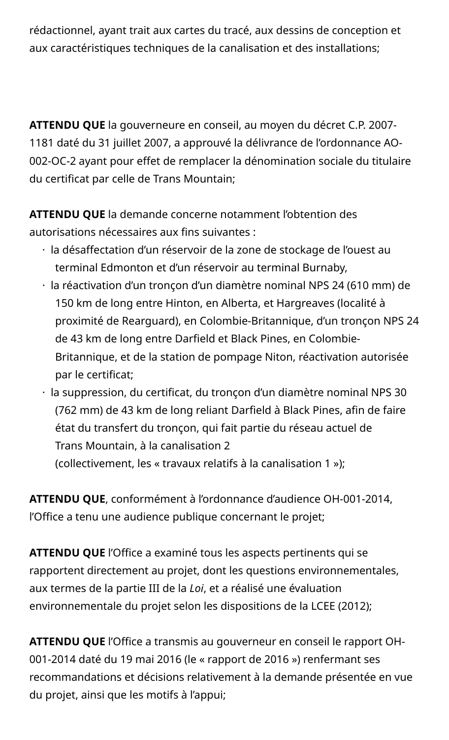rédactionnel, ayant trait aux cartes du tracé, aux dessins de conception et aux caractéristiques techniques de la canalisation et des installations;

**ATTENDU QUE** la gouverneure en conseil, au moyen du décret C.P. 2007-1181 daté du 31 juillet 2007, a approuvé la délivrance de l’ordonnance AO-002-OC-2 ayant pour effet de remplacer la dénomination sociale du titulaire du certificat par celle de Trans Mountain;

**ATTENDU QUE** la demande concerne notamment l’obtention des autorisations nécessaires aux fins suivantes :

- la désaffectation d’un réservoir de la zone de stockage de l’ouest au terminal Edmonton et d’un réservoir au terminal Burnaby,
- la réactivation d’un tronçon d’un diamètre nominal NPS 24 (610 mm) de 150 km de long entre Hinton, en Alberta, et Hargreaves (localité à proximité de Rearguard), en Colombie-Britannique, d’un tronçon NPS 24 de 43 km de long entre Darfield et Black Pines, en Colombie-Britannique, et de la station de pompage Niton, réactivation autorisée par le certificat;
- la suppression, du certificat, du tronçon d’un diamètre nominal NPS 30 (762 mm) de 43 km de long reliant Darfield à Black Pines, afin de faire état du transfert du tronçon, qui fait partie du réseau actuel de Trans Mountain, à la canalisation 2
  (collectivement, les « travaux relatifs à la canalisation 1 »);

**ATTENDU QUE**, conformément à l’ordonnance d’audience OH-001-2014, l’Office a tenu une audience publique concernant le projet;

**ATTENDU QUE** l’Office a examiné tous les aspects pertinents qui se rapportent directement au projet, dont les questions environnementales, aux termes de la partie III de la *Loi*, et a réalisé une évaluation environnementale du projet selon les dispositions de la LCEE (2012);

**ATTENDU QUE** l’Office a transmis au gouverneur en conseil le rapport OH-001-2014 daté du 19 mai 2016 (le « rapport de 2016 ») renfermant ses recommandations et décisions relativement à la demande présentée en vue du projet, ainsi que les motifs à l’appui;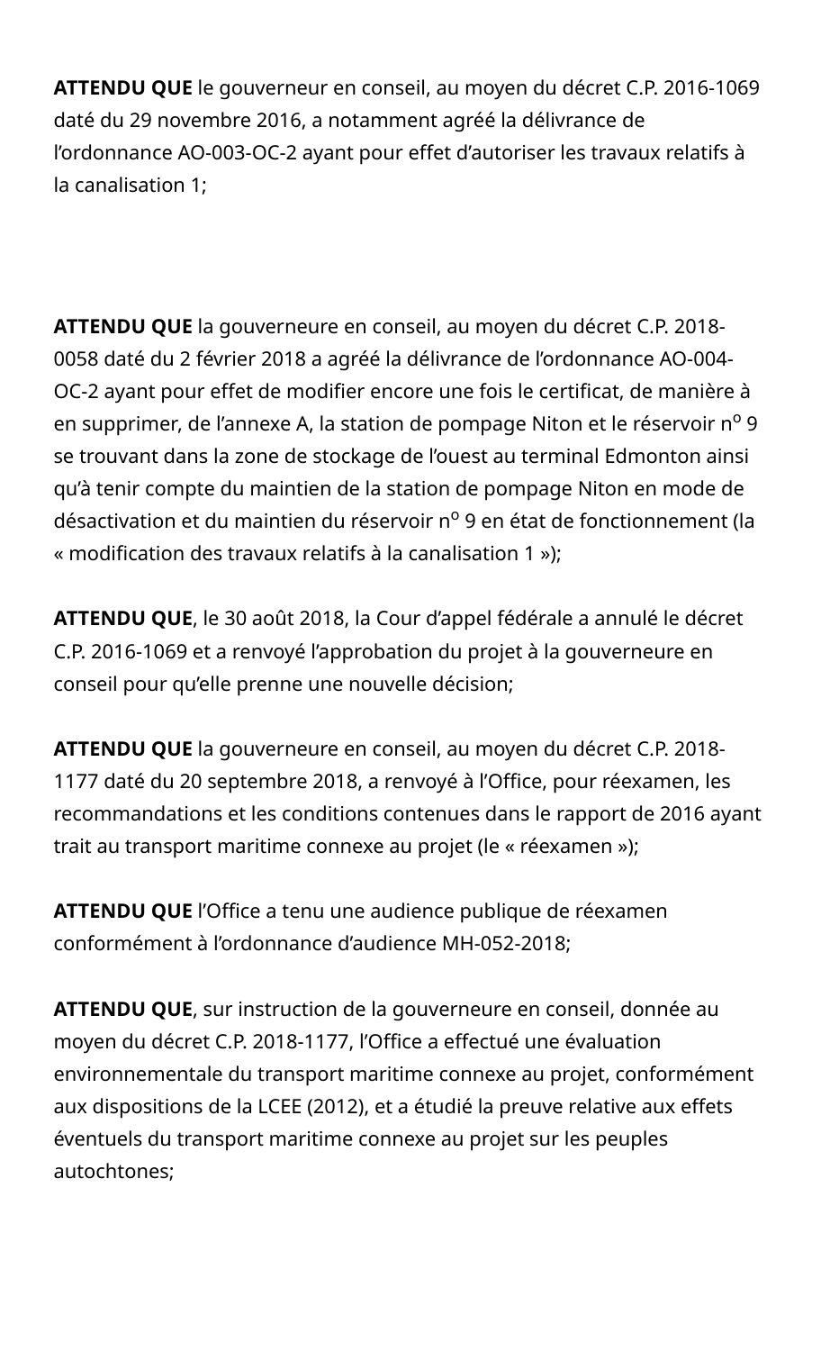**ATTENDU QUE** le gouverneur en conseil, au moyen du décret C.P. 2016-1069 daté du 29 novembre 2016, a notamment agréé la délivrance de l'ordonnance AO-003-OC-2 ayant pour effet d'autoriser les travaux relatifs à la canalisation 1;

**ATTENDU QUE** la gouverneure en conseil, au moyen du décret C.P. 2018-0058 daté du 2 février 2018 a agréé la délivrance de l'ordonnance AO-004-OC-2 ayant pour effet de modifier encore une fois le certificat, de manière à en supprimer, de l'annexe A, la station de pompage Niton et le réservoir n° 9 se trouvant dans la zone de stockage de l'ouest au terminal Edmonton ainsi qu'à tenir compte du maintien de la station de pompage Niton en mode de désactivation et du maintien du réservoir n° 9 en état de fonctionnement (la « modification des travaux relatifs à la canalisation 1 »);

**ATTENDU QUE**, le 30 août 2018, la Cour d'appel fédérale a annulé le décret C.P. 2016-1069 et a renvoyé l'approbation du projet à la gouverneure en conseil pour qu'elle prenne une nouvelle décision;

**ATTENDU QUE** la gouverneure en conseil, au moyen du décret C.P. 2018-1177 daté du 20 septembre 2018, a renvoyé à l'Office, pour réexamen, les recommandations et les conditions contenues dans le rapport de 2016 ayant trait au transport maritime connexe au projet (le « réexamen »);

**ATTENDU QUE** l'Office a tenu une audience publique de réexamen conformément à l'ordonnance d'audience MH-052-2018;

**ATTENDU QUE**, sur instruction de la gouverneure en conseil, donnée au moyen du décret C.P. 2018-1177, l'Office a effectué une évaluation environnementale du transport maritime connexe au projet, conformément aux dispositions de la LCEE (2012), et a étudié la preuve relative aux effets éventuels du transport maritime connexe au projet sur les peuples autochtones;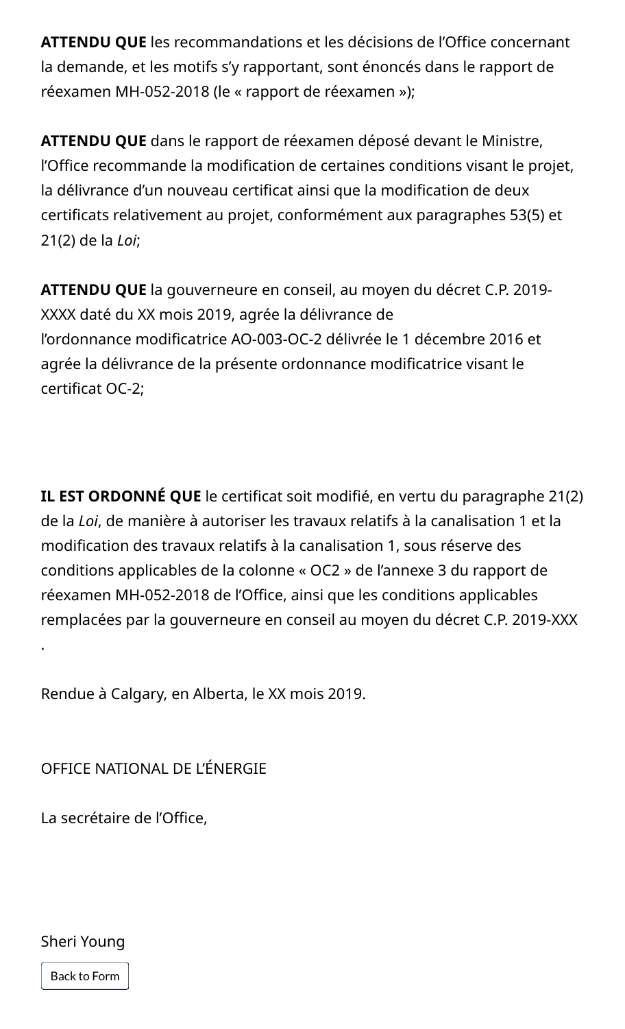**ATTENDU QUE** les recommandations et les décisions de l'Office concernant la demande, et les motifs s'y rapportant, sont énoncés dans le rapport de réexamen MH-052-2018 (le « rapport de réexamen »);

**ATTENDU QUE** dans le rapport de réexamen déposé devant le Ministre, l'Office recommande la modification de certaines conditions visant le projet, la délivrance d'un nouveau certificat ainsi que la modification de deux certificats relativement au projet, conformément aux paragraphes 53(5) et 21(2) de la *Loi*;

**ATTENDU QUE** la gouverneure en conseil, au moyen du décret C.P. 2019-XXXX daté du XX mois 2019, agrée la délivrance de l'ordonnance modificatrice AO-003-OC-2 délivrée le 1 décembre 2016 et agrée la délivrance de la présente ordonnance modificatrice visant le certificat OC-2;

**IL EST ORDONNÉ QUE** le certificat soit modifié, en vertu du paragraphe 21(2) de la *Loi*, de manière à autoriser les travaux relatifs à la canalisation 1 et la modification des travaux relatifs à la canalisation 1, sous réserve des conditions applicables de la colonne « OC2 » de l'annexe 3 du rapport de réexamen MH-052-2018 de l'Office, ainsi que les conditions applicables remplacées par la gouverneure en conseil au moyen du décret C.P. 2019-XXX .

Rendue à Calgary, en Alberta, le XX mois 2019.

OFFICE NATIONAL DE L'ÉNERGIE

La secrétaire de l'Office,

Sheri Young

Back to Form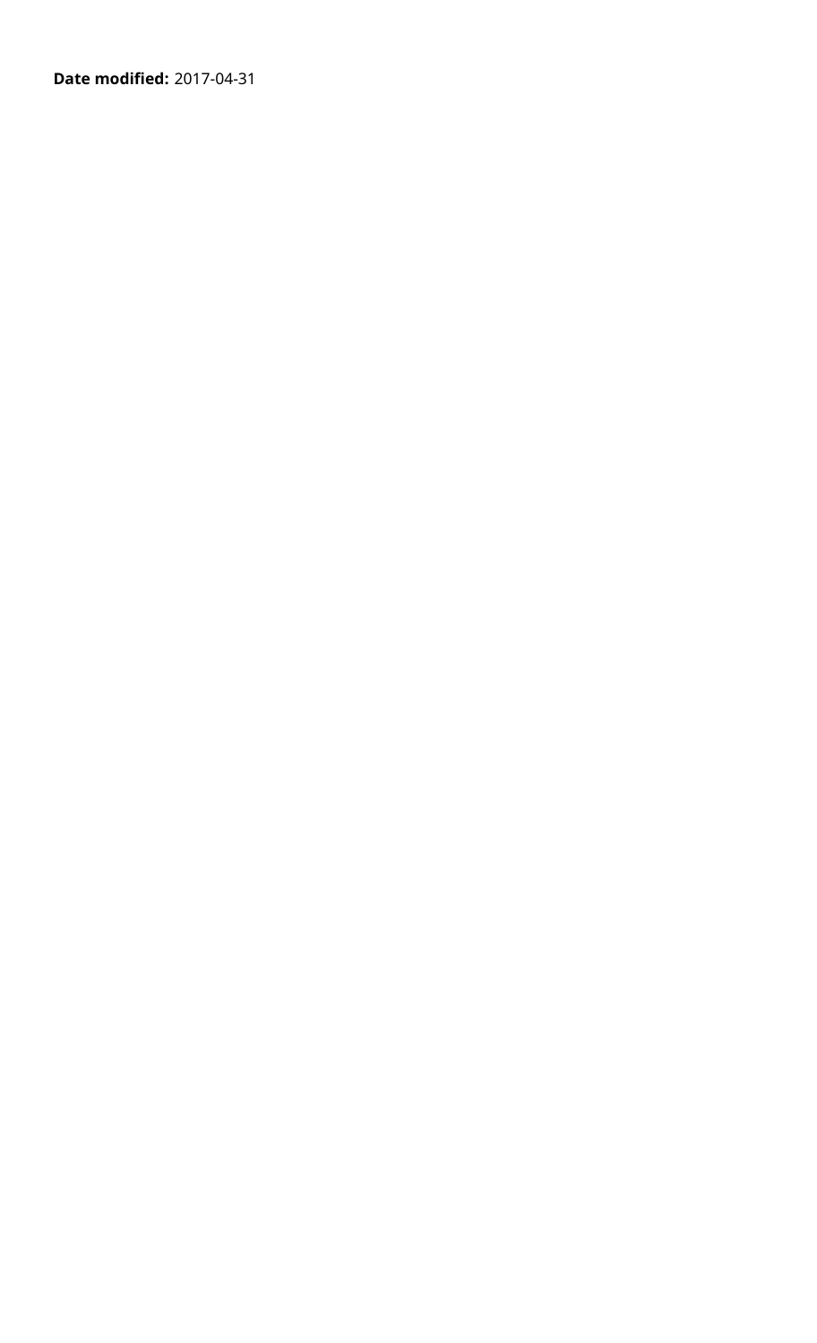**Date modified:** 2017-04-31